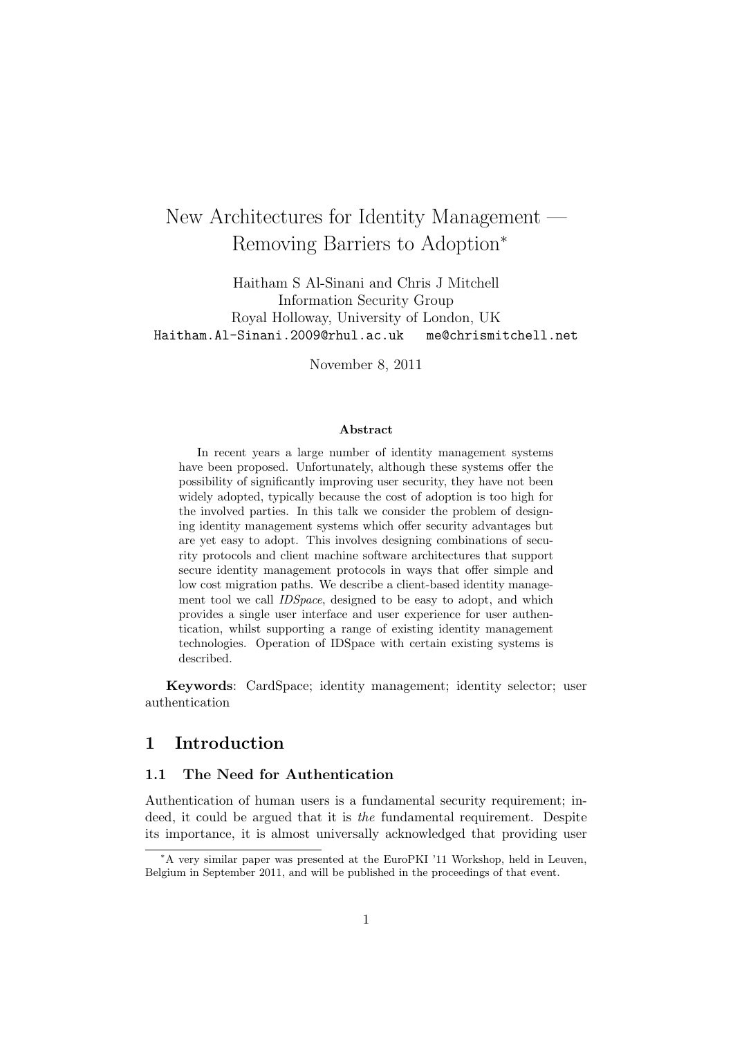# New Architectures for Identity Management — Removing Barriers to Adoption[*]

Haitham S Al-Sinani and Chris J Mitchell
Information Security Group
Royal Holloway, University of London, UK
Haitham.Al-Sinani.2009@rhul.ac.uk    me@chrismitchell.net

November 8, 2011

**Abstract**

In recent years a large number of identity management systems have been proposed. Unfortunately, although these systems offer the possibility of significantly improving user security, they have not been widely adopted, typically because the cost of adoption is too high for the involved parties. In this talk we consider the problem of designing identity management systems which offer security advantages but are yet easy to adopt. This involves designing combinations of security protocols and client machine software architectures that support secure identity management protocols in ways that offer simple and low cost migration paths. We describe a client-based identity management tool we call *IDSpace*, designed to be easy to adopt, and which provides a single user interface and user experience for user authentication, whilst supporting a range of existing identity management technologies. Operation of IDSpace with certain existing systems is described.

**Keywords**: CardSpace; identity management; identity selector; user authentication

## 1 Introduction

### 1.1 The Need for Authentication

Authentication of human users is a fundamental security requirement; indeed, it could be argued that it is *the* fundamental requirement. Despite its importance, it is almost universally acknowledged that providing user

[*] A very similar paper was presented at the EuroPKI '11 Workshop, held in Leuven, Belgium in September 2011, and will be published in the proceedings of that event.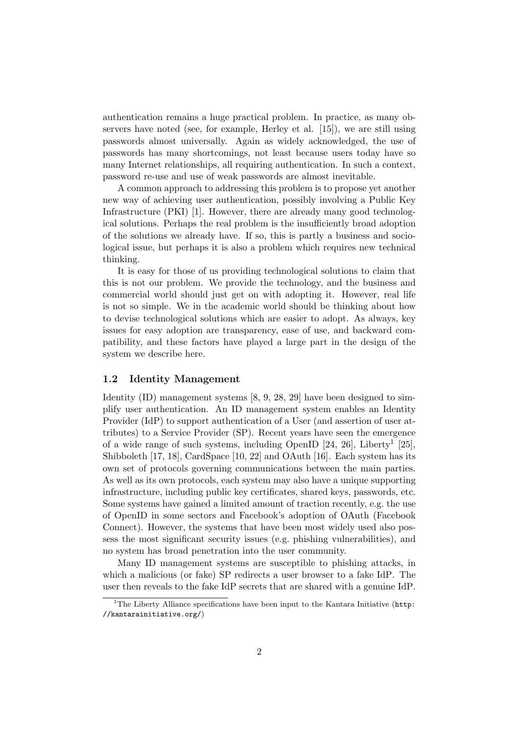authentication remains a huge practical problem. In practice, as many observers have noted (see, for example, Herley et al. [15]), we are still using passwords almost universally. Again as widely acknowledged, the use of passwords has many shortcomings, not least because users today have so many Internet relationships, all requiring authentication. In such a context, password re-use and use of weak passwords are almost inevitable.

A common approach to addressing this problem is to propose yet another new way of achieving user authentication, possibly involving a Public Key Infrastructure (PKI) [1]. However, there are already many good technological solutions. Perhaps the real problem is the insufficiently broad adoption of the solutions we already have. If so, this is partly a business and sociological issue, but perhaps it is also a problem which requires new technical thinking.

It is easy for those of us providing technological solutions to claim that this is not our problem. We provide the technology, and the business and commercial world should just get on with adopting it. However, real life is not so simple. We in the academic world should be thinking about how to devise technological solutions which are easier to adopt. As always, key issues for easy adoption are transparency, ease of use, and backward compatibility, and these factors have played a large part in the design of the system we describe here.

### 1.2 Identity Management

Identity (ID) management systems [8, 9, 28, 29] have been designed to simplify user authentication. An ID management system enables an Identity Provider (IdP) to support authentication of a User (and assertion of user attributes) to a Service Provider (SP). Recent years have seen the emergence of a wide range of such systems, including OpenID [24, 26], Liberty[1] [25], Shibboleth [17, 18], CardSpace [10, 22] and OAuth [16]. Each system has its own set of protocols governing communications between the main parties. As well as its own protocols, each system may also have a unique supporting infrastructure, including public key certificates, shared keys, passwords, etc. Some systems have gained a limited amount of traction recently, e.g. the use of OpenID in some sectors and Facebook's adoption of OAuth (Facebook Connect). However, the systems that have been most widely used also possess the most significant security issues (e.g. phishing vulnerabilities), and no system has broad penetration into the user community.

Many ID management systems are susceptible to phishing attacks, in which a malicious (or fake) SP redirects a user browser to a fake IdP. The user then reveals to the fake IdP secrets that are shared with a genuine IdP.

[1] The Liberty Alliance specifications have been input to the Kantara Initiative (http://kantarainitiative.org/)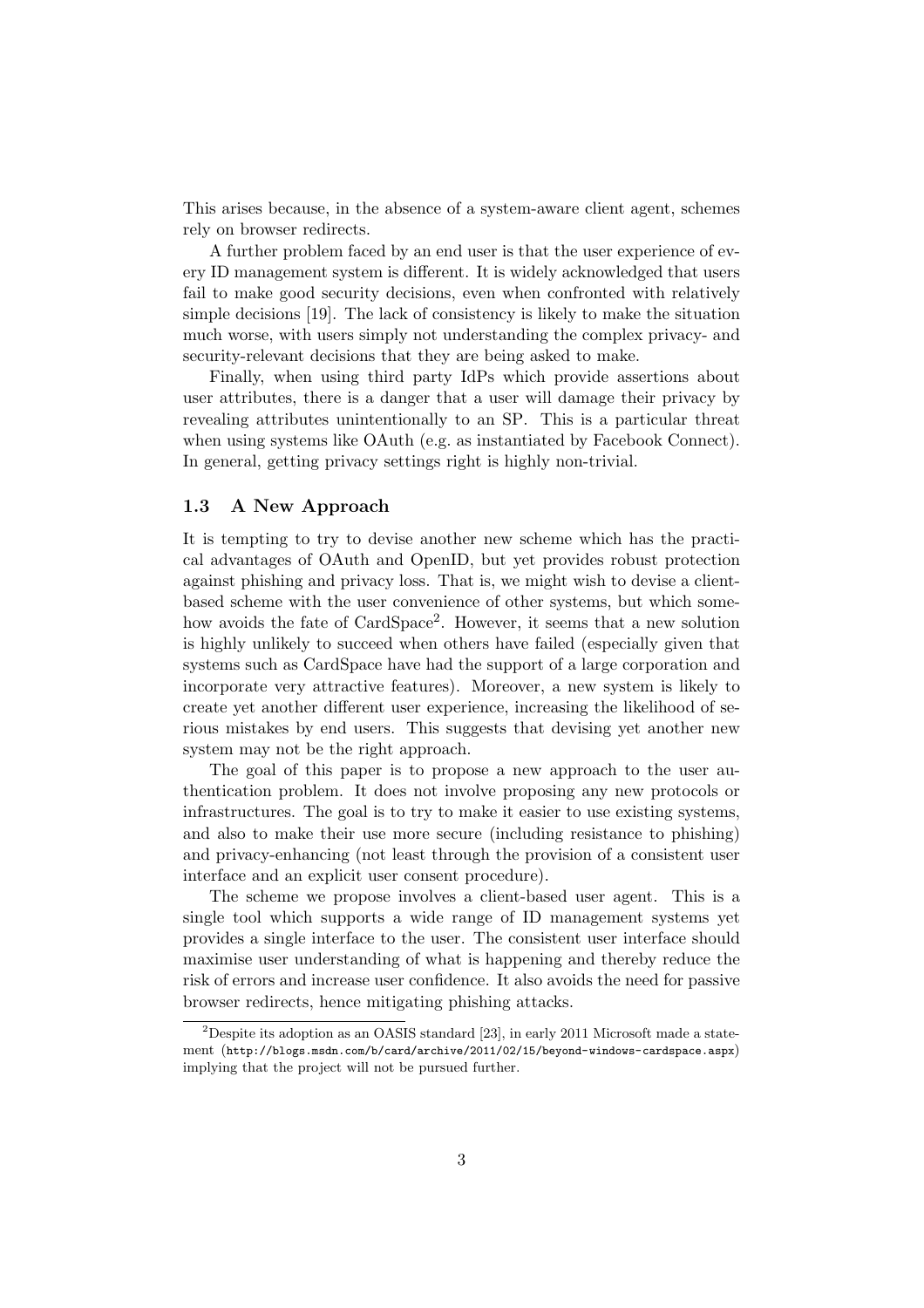This arises because, in the absence of a system-aware client agent, schemes rely on browser redirects.

A further problem faced by an end user is that the user experience of every ID management system is different. It is widely acknowledged that users fail to make good security decisions, even when confronted with relatively simple decisions [19]. The lack of consistency is likely to make the situation much worse, with users simply not understanding the complex privacy- and security-relevant decisions that they are being asked to make.

Finally, when using third party IdPs which provide assertions about user attributes, there is a danger that a user will damage their privacy by revealing attributes unintentionally to an SP. This is a particular threat when using systems like OAuth (e.g. as instantiated by Facebook Connect). In general, getting privacy settings right is highly non-trivial.

### 1.3 A New Approach

It is tempting to try to devise another new scheme which has the practical advantages of OAuth and OpenID, but yet provides robust protection against phishing and privacy loss. That is, we might wish to devise a client-based scheme with the user convenience of other systems, but which somehow avoids the fate of CardSpace[2]. However, it seems that a new solution is highly unlikely to succeed when others have failed (especially given that systems such as CardSpace have had the support of a large corporation and incorporate very attractive features). Moreover, a new system is likely to create yet another different user experience, increasing the likelihood of serious mistakes by end users. This suggests that devising yet another new system may not be the right approach.

The goal of this paper is to propose a new approach to the user authentication problem. It does not involve proposing any new protocols or infrastructures. The goal is to try to make it easier to use existing systems, and also to make their use more secure (including resistance to phishing) and privacy-enhancing (not least through the provision of a consistent user interface and an explicit user consent procedure).

The scheme we propose involves a client-based user agent. This is a single tool which supports a wide range of ID management systems yet provides a single interface to the user. The consistent user interface should maximise user understanding of what is happening and thereby reduce the risk of errors and increase user confidence. It also avoids the need for passive browser redirects, hence mitigating phishing attacks.

---

[2] Despite its adoption as an OASIS standard [23], in early 2011 Microsoft made a statement (`http://blogs.msdn.com/b/card/archive/2011/02/15/beyond-windows-cardspace.aspx`) implying that the project will not be pursued further.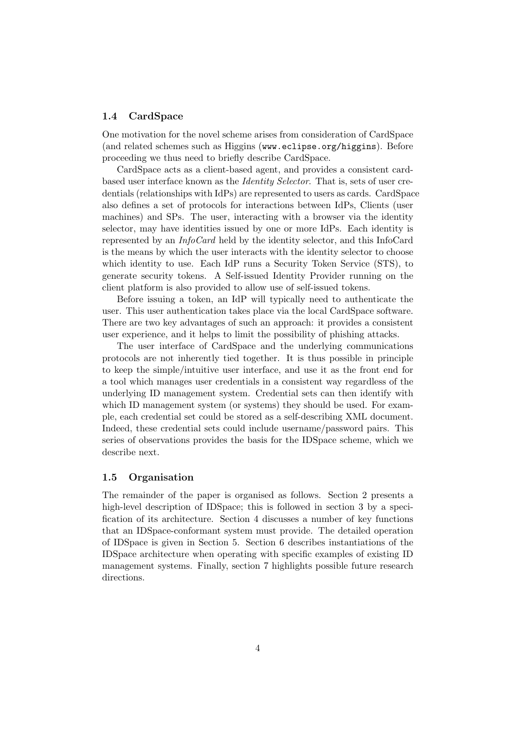### 1.4 CardSpace

One motivation for the novel scheme arises from consideration of CardSpace (and related schemes such as Higgins (`www.eclipse.org/higgins`). Before proceeding we thus need to briefly describe CardSpace.

CardSpace acts as a client-based agent, and provides a consistent card-based user interface known as the *Identity Selector*. That is, sets of user credentials (relationships with IdPs) are represented to users as cards. CardSpace also defines a set of protocols for interactions between IdPs, Clients (user machines) and SPs. The user, interacting with a browser via the identity selector, may have identities issued by one or more IdPs. Each identity is represented by an *InfoCard* held by the identity selector, and this InfoCard is the means by which the user interacts with the identity selector to choose which identity to use. Each IdP runs a Security Token Service (STS), to generate security tokens. A Self-issued Identity Provider running on the client platform is also provided to allow use of self-issued tokens.

Before issuing a token, an IdP will typically need to authenticate the user. This user authentication takes place via the local CardSpace software. There are two key advantages of such an approach: it provides a consistent user experience, and it helps to limit the possibility of phishing attacks.

The user interface of CardSpace and the underlying communications protocols are not inherently tied together. It is thus possible in principle to keep the simple/intuitive user interface, and use it as the front end for a tool which manages user credentials in a consistent way regardless of the underlying ID management system. Credential sets can then identify with which ID management system (or systems) they should be used. For example, each credential set could be stored as a self-describing XML document. Indeed, these credential sets could include username/password pairs. This series of observations provides the basis for the IDSpace scheme, which we describe next.

### 1.5 Organisation

The remainder of the paper is organised as follows. Section 2 presents a high-level description of IDSpace; this is followed in section 3 by a specification of its architecture. Section 4 discusses a number of key functions that an IDSpace-conformant system must provide. The detailed operation of IDSpace is given in Section 5. Section 6 describes instantiations of the IDSpace architecture when operating with specific examples of existing ID management systems. Finally, section 7 highlights possible future research directions.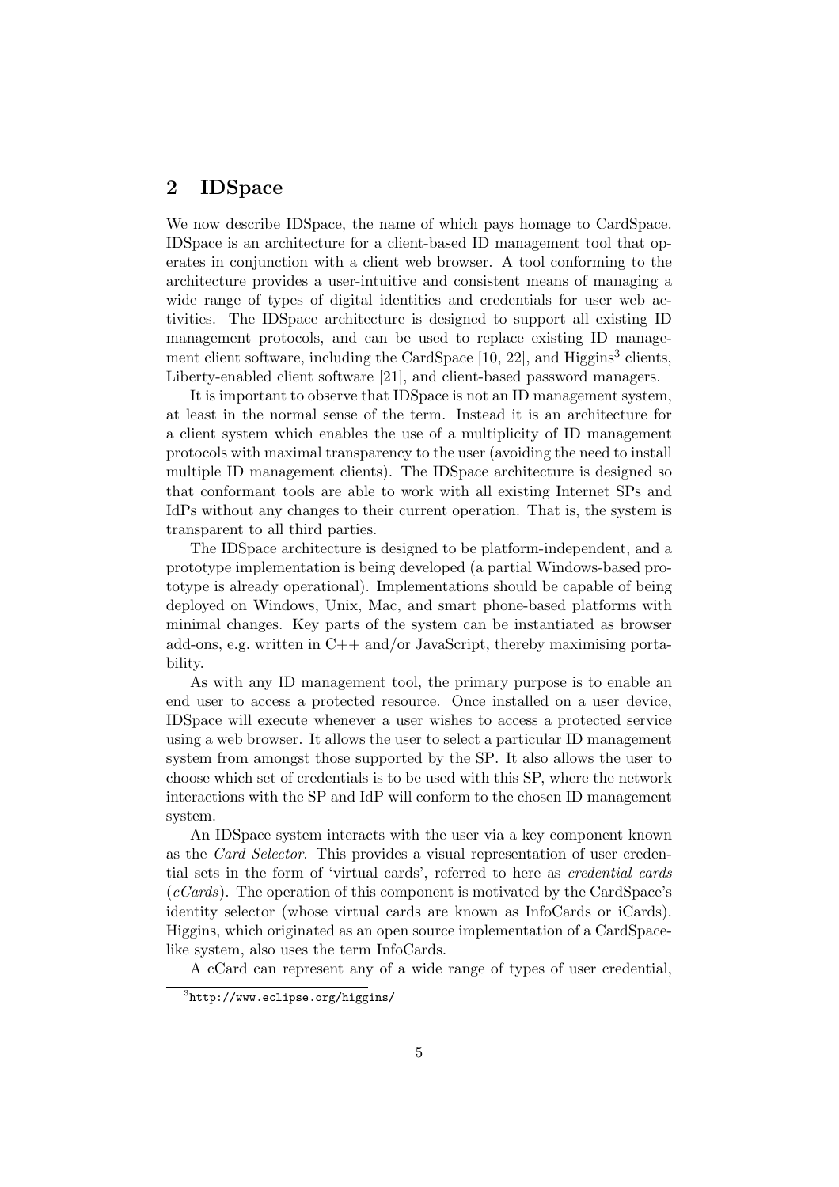## 2 IDSpace

We now describe IDSpace, the name of which pays homage to CardSpace. IDSpace is an architecture for a client-based ID management tool that operates in conjunction with a client web browser. A tool conforming to the architecture provides a user-intuitive and consistent means of managing a wide range of types of digital identities and credentials for user web activities. The IDSpace architecture is designed to support all existing ID management protocols, and can be used to replace existing ID management client software, including the CardSpace [10, 22], and Higgins[3] clients, Liberty-enabled client software [21], and client-based password managers.

It is important to observe that IDSpace is not an ID management system, at least in the normal sense of the term. Instead it is an architecture for a client system which enables the use of a multiplicity of ID management protocols with maximal transparency to the user (avoiding the need to install multiple ID management clients). The IDSpace architecture is designed so that conformant tools are able to work with all existing Internet SPs and IdPs without any changes to their current operation. That is, the system is transparent to all third parties.

The IDSpace architecture is designed to be platform-independent, and a prototype implementation is being developed (a partial Windows-based prototype is already operational). Implementations should be capable of being deployed on Windows, Unix, Mac, and smart phone-based platforms with minimal changes. Key parts of the system can be instantiated as browser add-ons, e.g. written in C++ and/or JavaScript, thereby maximising portability.

As with any ID management tool, the primary purpose is to enable an end user to access a protected resource. Once installed on a user device, IDSpace will execute whenever a user wishes to access a protected service using a web browser. It allows the user to select a particular ID management system from amongst those supported by the SP. It also allows the user to choose which set of credentials is to be used with this SP, where the network interactions with the SP and IdP will conform to the chosen ID management system.

An IDSpace system interacts with the user via a key component known as the *Card Selector*. This provides a visual representation of user credential sets in the form of 'virtual cards', referred to here as *credential cards* (*cCards*). The operation of this component is motivated by the CardSpace's identity selector (whose virtual cards are known as InfoCards or iCards). Higgins, which originated as an open source implementation of a CardSpace-like system, also uses the term InfoCards.

A cCard can represent any of a wide range of types of user credential,

[3] `http://www.eclipse.org/higgins/`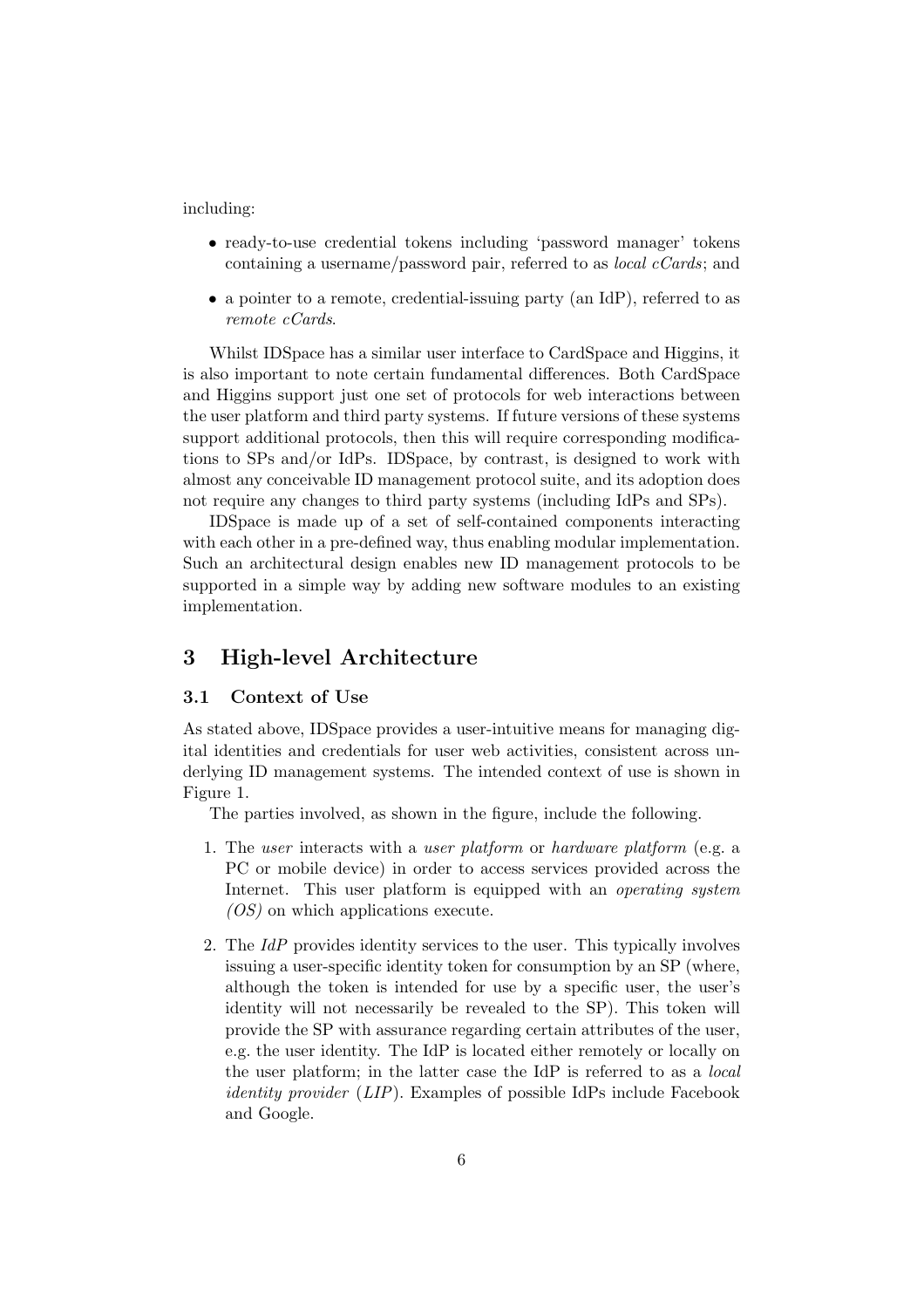including:

- ready-to-use credential tokens including 'password manager' tokens containing a username/password pair, referred to as *local cCards*; and
- a pointer to a remote, credential-issuing party (an IdP), referred to as *remote cCards*.

Whilst IDSpace has a similar user interface to CardSpace and Higgins, it is also important to note certain fundamental differences. Both CardSpace and Higgins support just one set of protocols for web interactions between the user platform and third party systems. If future versions of these systems support additional protocols, then this will require corresponding modifications to SPs and/or IdPs. IDSpace, by contrast, is designed to work with almost any conceivable ID management protocol suite, and its adoption does not require any changes to third party systems (including IdPs and SPs).

IDSpace is made up of a set of self-contained components interacting with each other in a pre-defined way, thus enabling modular implementation. Such an architectural design enables new ID management protocols to be supported in a simple way by adding new software modules to an existing implementation.

## 3 High-level Architecture

### 3.1 Context of Use

As stated above, IDSpace provides a user-intuitive means for managing digital identities and credentials for user web activities, consistent across underlying ID management systems. The intended context of use is shown in Figure 1.

The parties involved, as shown in the figure, include the following.

1. The *user* interacts with a *user platform* or *hardware platform* (e.g. a PC or mobile device) in order to access services provided across the Internet. This user platform is equipped with an *operating system (OS)* on which applications execute.
2. The *IdP* provides identity services to the user. This typically involves issuing a user-specific identity token for consumption by an SP (where, although the token is intended for use by a specific user, the user's identity will not necessarily be revealed to the SP). This token will provide the SP with assurance regarding certain attributes of the user, e.g. the user identity. The IdP is located either remotely or locally on the user platform; in the latter case the IdP is referred to as a *local identity provider* (*LIP*). Examples of possible IdPs include Facebook and Google.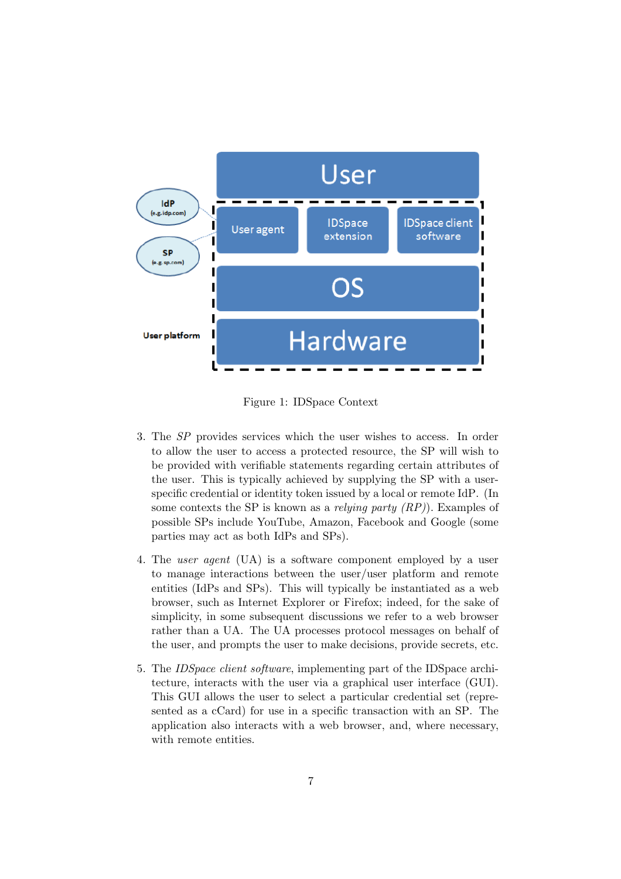Figure 1: IDSpace Context

3. The *SP* provides services which the user wishes to access. In order to allow the user to access a protected resource, the SP will wish to be provided with verifiable statements regarding certain attributes of the user. This is typically achieved by supplying the SP with a user-specific credential or identity token issued by a local or remote IdP. (In some contexts the SP is known as a *relying party (RP)*). Examples of possible SPs include YouTube, Amazon, Facebook and Google (some parties may act as both IdPs and SPs).

4. The *user agent* (UA) is a software component employed by a user to manage interactions between the user/user platform and remote entities (IdPs and SPs). This will typically be instantiated as a web browser, such as Internet Explorer or Firefox; indeed, for the sake of simplicity, in some subsequent discussions we refer to a web browser rather than a UA. The UA processes protocol messages on behalf of the user, and prompts the user to make decisions, provide secrets, etc.

5. The *IDSpace client software*, implementing part of the IDSpace architecture, interacts with the user via a graphical user interface (GUI). This GUI allows the user to select a particular credential set (represented as a cCard) for use in a specific transaction with an SP. The application also interacts with a web browser, and, where necessary, with remote entities.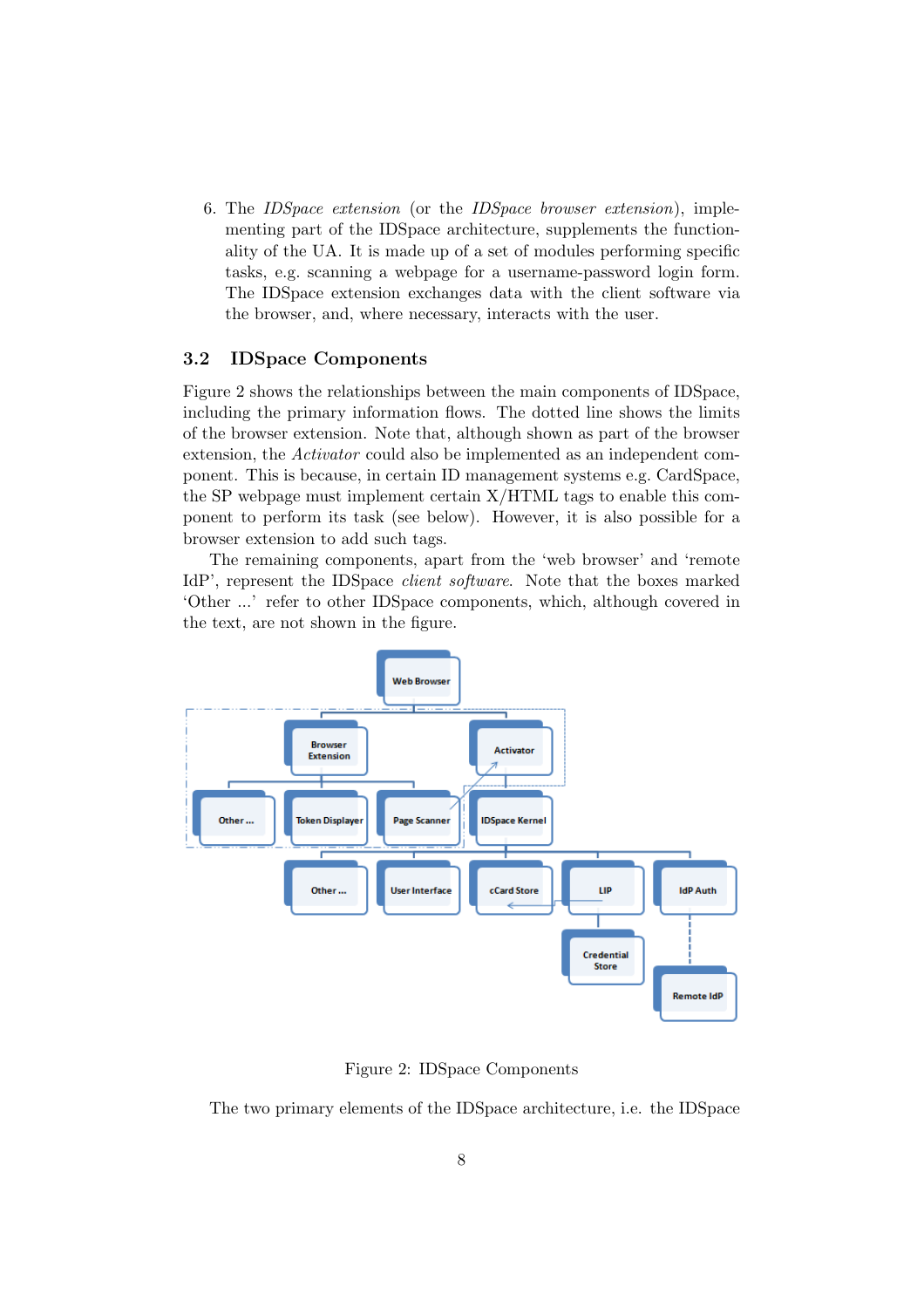6. The *IDSpace extension* (or the *IDSpace browser extension*), implementing part of the IDSpace architecture, supplements the functionality of the UA. It is made up of a set of modules performing specific tasks, e.g. scanning a webpage for a username-password login form. The IDSpace extension exchanges data with the client software via the browser, and, where necessary, interacts with the user.

## 3.2 IDSpace Components

Figure 2 shows the relationships between the main components of IDSpace, including the primary information flows. The dotted line shows the limits of the browser extension. Note that, although shown as part of the browser extension, the *Activator* could also be implemented as an independent component. This is because, in certain ID management systems e.g. CardSpace, the SP webpage must implement certain X/HTML tags to enable this component to perform its task (see below). However, it is also possible for a browser extension to add such tags.

The remaining components, apart from the 'web browser' and 'remote IdP', represent the IDSpace *client software*. Note that the boxes marked 'Other ...' refer to other IDSpace components, which, although covered in the text, are not shown in the figure.

Figure 2: IDSpace Components

The two primary elements of the IDSpace architecture, i.e. the IDSpace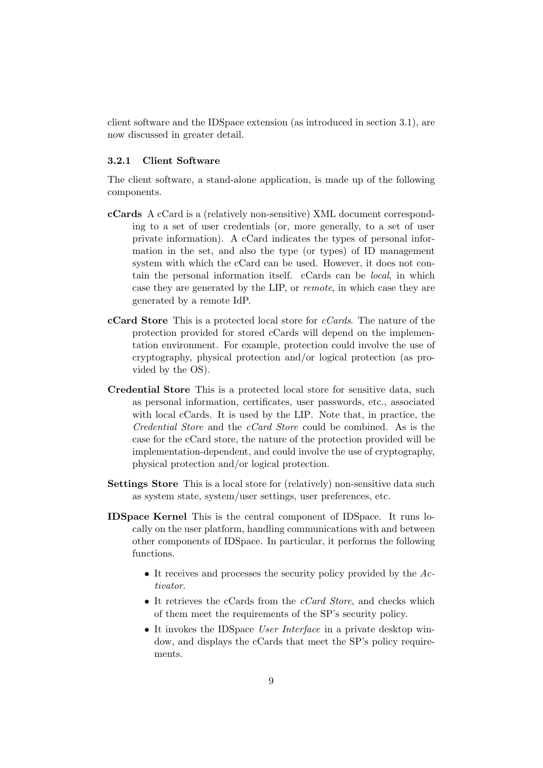client software and the IDSpace extension (as introduced in section 3.1), are now discussed in greater detail.

### 3.2.1 Client Software

The client software, a stand-alone application, is made up of the following components.

**cCards** A cCard is a (relatively non-sensitive) XML document corresponding to a set of user credentials (or, more generally, to a set of user private information). A cCard indicates the types of personal information in the set, and also the type (or types) of ID management system with which the cCard can be used. However, it does not contain the personal information itself. cCards can be *local*, in which case they are generated by the LIP, or *remote*, in which case they are generated by a remote IdP.

**cCard Store** This is a protected local store for *cCards*. The nature of the protection provided for stored cCards will depend on the implementation environment. For example, protection could involve the use of cryptography, physical protection and/or logical protection (as provided by the OS).

**Credential Store** This is a protected local store for sensitive data, such as personal information, certificates, user passwords, etc., associated with local cCards. It is used by the LIP. Note that, in practice, the *Credential Store* and the *cCard Store* could be combined. As is the case for the cCard store, the nature of the protection provided will be implementation-dependent, and could involve the use of cryptography, physical protection and/or logical protection.

**Settings Store** This is a local store for (relatively) non-sensitive data such as system state, system/user settings, user preferences, etc.

**IDSpace Kernel** This is the central component of IDSpace. It runs locally on the user platform, handling communications with and between other components of IDSpace. In particular, it performs the following functions.

- It receives and processes the security policy provided by the *Activator*.
- It retrieves the cCards from the *cCard Store*, and checks which of them meet the requirements of the SP's security policy.
- It invokes the IDSpace *User Interface* in a private desktop window, and displays the cCards that meet the SP's policy requirements.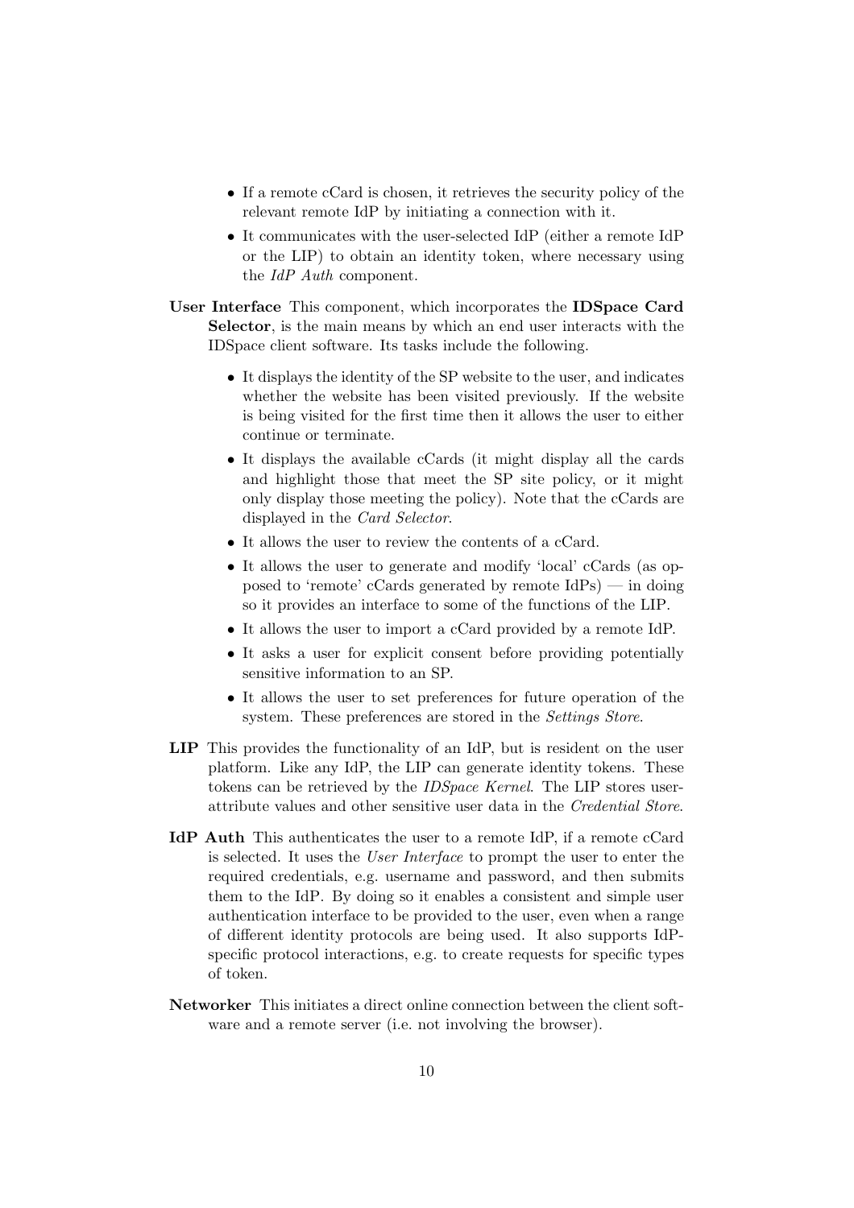- If a remote cCard is chosen, it retrieves the security policy of the relevant remote IdP by initiating a connection with it.
- It communicates with the user-selected IdP (either a remote IdP or the LIP) to obtain an identity token, where necessary using the *IdP Auth* component.

**User Interface** This component, which incorporates the **IDSpace Card Selector**, is the main means by which an end user interacts with the IDSpace client software. Its tasks include the following.

- It displays the identity of the SP website to the user, and indicates whether the website has been visited previously. If the website is being visited for the first time then it allows the user to either continue or terminate.
- It displays the available cCards (it might display all the cards and highlight those that meet the SP site policy, or it might only display those meeting the policy). Note that the cCards are displayed in the *Card Selector*.
- It allows the user to review the contents of a cCard.
- It allows the user to generate and modify 'local' cCards (as opposed to 'remote' cCards generated by remote IdPs) — in doing so it provides an interface to some of the functions of the LIP.
- It allows the user to import a cCard provided by a remote IdP.
- It asks a user for explicit consent before providing potentially sensitive information to an SP.
- It allows the user to set preferences for future operation of the system. These preferences are stored in the *Settings Store*.

**LIP** This provides the functionality of an IdP, but is resident on the user platform. Like any IdP, the LIP can generate identity tokens. These tokens can be retrieved by the *IDSpace Kernel*. The LIP stores user-attribute values and other sensitive user data in the *Credential Store*.

**IdP Auth** This authenticates the user to a remote IdP, if a remote cCard is selected. It uses the *User Interface* to prompt the user to enter the required credentials, e.g. username and password, and then submits them to the IdP. By doing so it enables a consistent and simple user authentication interface to be provided to the user, even when a range of different identity protocols are being used. It also supports IdP-specific protocol interactions, e.g. to create requests for specific types of token.

**Networker** This initiates a direct online connection between the client software and a remote server (i.e. not involving the browser).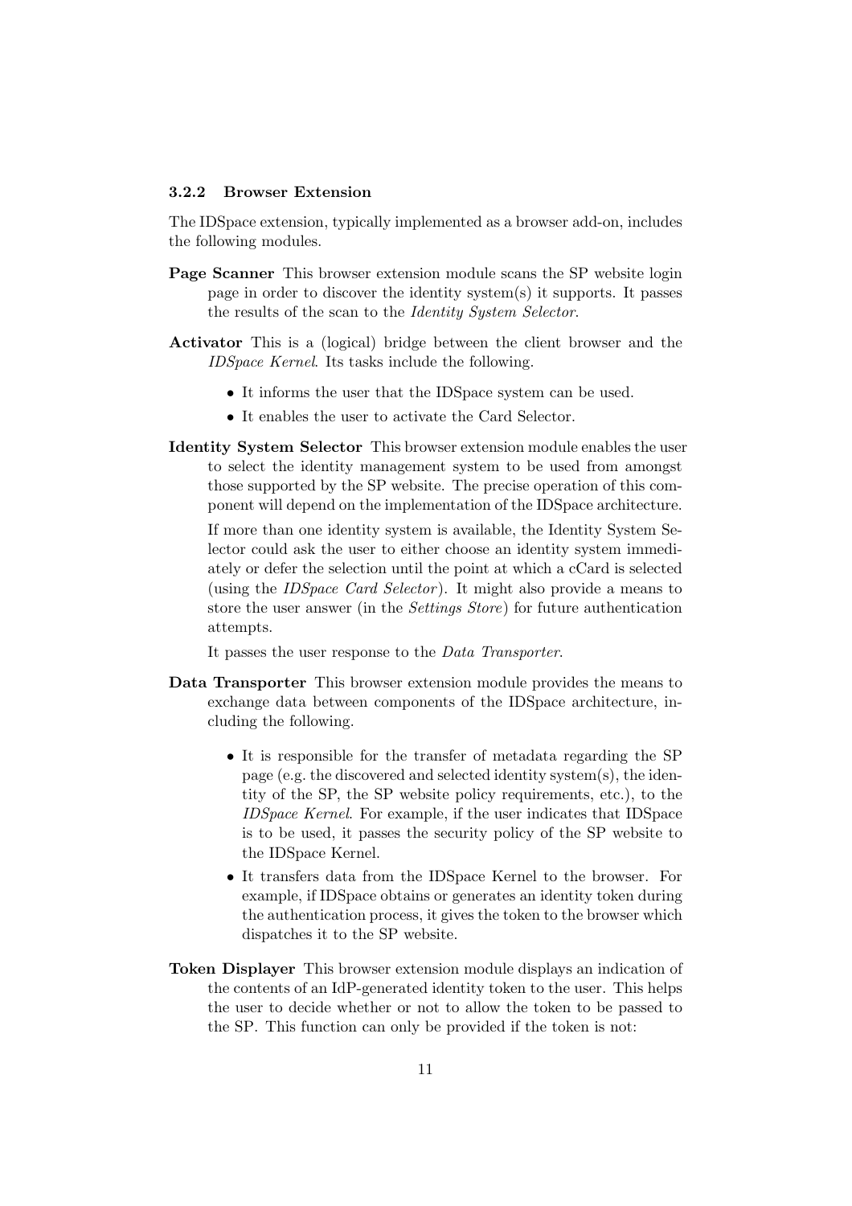### 3.2.2 Browser Extension

The IDSpace extension, typically implemented as a browser add-on, includes the following modules.

**Page Scanner** This browser extension module scans the SP website login page in order to discover the identity system(s) it supports. It passes the results of the scan to the *Identity System Selector*.

**Activator** This is a (logical) bridge between the client browser and the *IDSpace Kernel*. Its tasks include the following.

- It informs the user that the IDSpace system can be used.
- It enables the user to activate the Card Selector.

**Identity System Selector** This browser extension module enables the user to select the identity management system to be used from amongst those supported by the SP website. The precise operation of this component will depend on the implementation of the IDSpace architecture.

If more than one identity system is available, the Identity System Selector could ask the user to either choose an identity system immediately or defer the selection until the point at which a cCard is selected (using the *IDSpace Card Selector*). It might also provide a means to store the user answer (in the *Settings Store*) for future authentication attempts.

It passes the user response to the *Data Transporter*.

**Data Transporter** This browser extension module provides the means to exchange data between components of the IDSpace architecture, including the following.

- It is responsible for the transfer of metadata regarding the SP page (e.g. the discovered and selected identity system(s), the identity of the SP, the SP website policy requirements, etc.), to the *IDSpace Kernel*. For example, if the user indicates that IDSpace is to be used, it passes the security policy of the SP website to the IDSpace Kernel.
- It transfers data from the IDSpace Kernel to the browser. For example, if IDSpace obtains or generates an identity token during the authentication process, it gives the token to the browser which dispatches it to the SP website.

**Token Displayer** This browser extension module displays an indication of the contents of an IdP-generated identity token to the user. This helps the user to decide whether or not to allow the token to be passed to the SP. This function can only be provided if the token is not: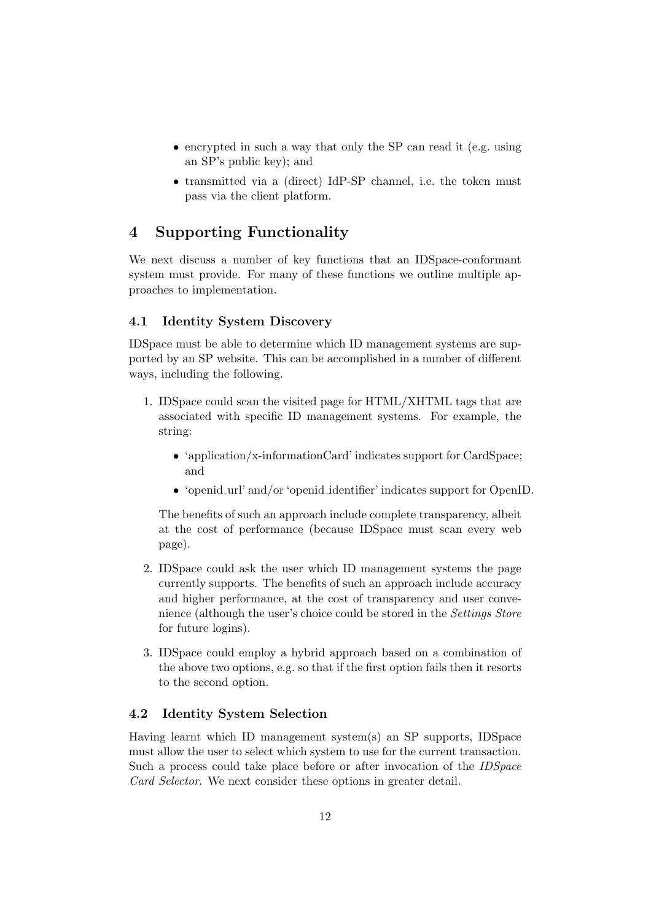- encrypted in such a way that only the SP can read it (e.g. using an SP's public key); and
- transmitted via a (direct) IdP-SP channel, i.e. the token must pass via the client platform.

# 4 Supporting Functionality

We next discuss a number of key functions that an IDSpace-conformant system must provide. For many of these functions we outline multiple approaches to implementation.

## 4.1 Identity System Discovery

IDSpace must be able to determine which ID management systems are supported by an SP website. This can be accomplished in a number of different ways, including the following.

1. IDSpace could scan the visited page for HTML/XHTML tags that are associated with specific ID management systems. For example, the string:

   - 'application/x-informationCard' indicates support for CardSpace; and
   - 'openid_url' and/or 'openid_identifier' indicates support for OpenID.

   The benefits of such an approach include complete transparency, albeit at the cost of performance (because IDSpace must scan every web page).

2. IDSpace could ask the user which ID management systems the page currently supports. The benefits of such an approach include accuracy and higher performance, at the cost of transparency and user convenience (although the user's choice could be stored in the *Settings Store* for future logins).

3. IDSpace could employ a hybrid approach based on a combination of the above two options, e.g. so that if the first option fails then it resorts to the second option.

## 4.2 Identity System Selection

Having learnt which ID management system(s) an SP supports, IDSpace must allow the user to select which system to use for the current transaction. Such a process could take place before or after invocation of the *IDSpace Card Selector*. We next consider these options in greater detail.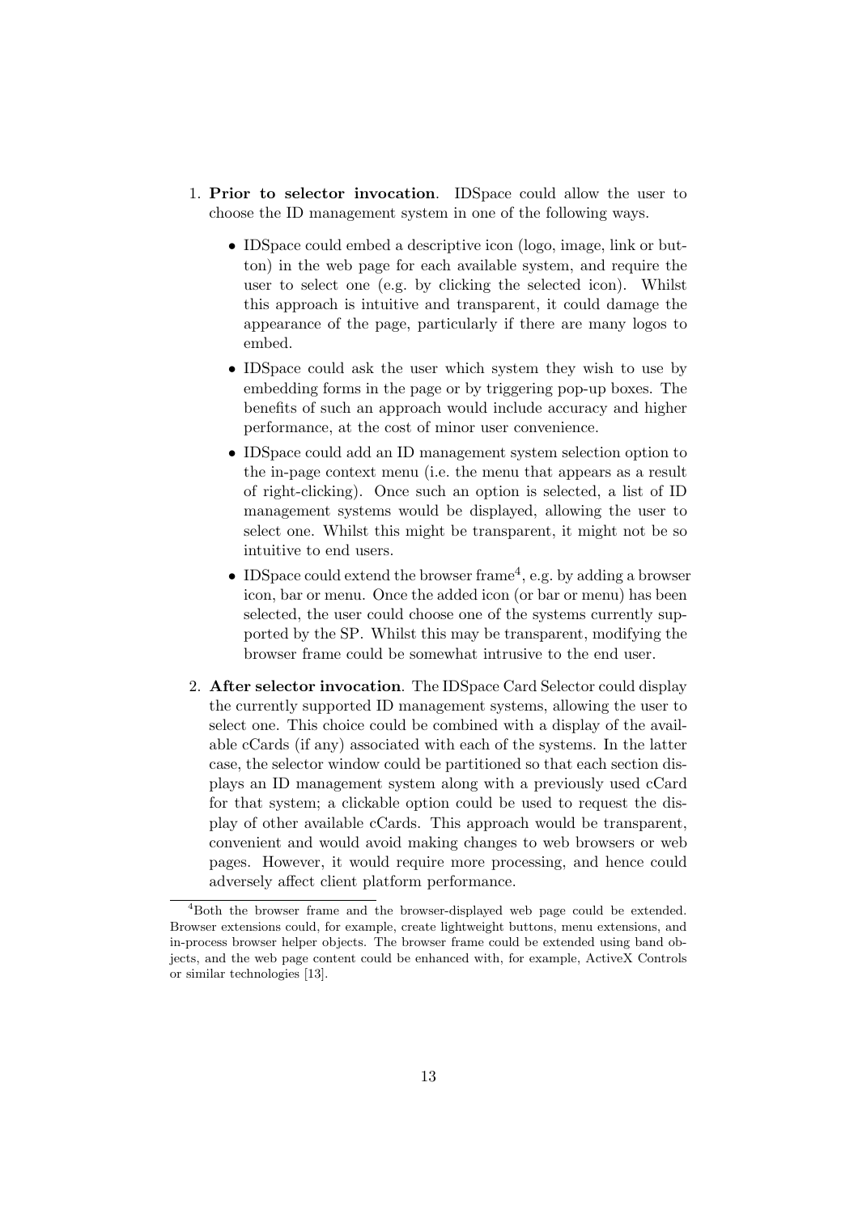1. **Prior to selector invocation**. IDSpace could allow the user to choose the ID management system in one of the following ways.

   - IDSpace could embed a descriptive icon (logo, image, link or button) in the web page for each available system, and require the user to select one (e.g. by clicking the selected icon). Whilst this approach is intuitive and transparent, it could damage the appearance of the page, particularly if there are many logos to embed.
   - IDSpace could ask the user which system they wish to use by embedding forms in the page or by triggering pop-up boxes. The benefits of such an approach would include accuracy and higher performance, at the cost of minor user convenience.
   - IDSpace could add an ID management system selection option to the in-page context menu (i.e. the menu that appears as a result of right-clicking). Once such an option is selected, a list of ID management systems would be displayed, allowing the user to select one. Whilst this might be transparent, it might not be so intuitive to end users.
   - IDSpace could extend the browser frame[4], e.g. by adding a browser icon, bar or menu. Once the added icon (or bar or menu) has been selected, the user could choose one of the systems currently supported by the SP. Whilst this may be transparent, modifying the browser frame could be somewhat intrusive to the end user.

2. **After selector invocation**. The IDSpace Card Selector could display the currently supported ID management systems, allowing the user to select one. This choice could be combined with a display of the available cCards (if any) associated with each of the systems. In the latter case, the selector window could be partitioned so that each section displays an ID management system along with a previously used cCard for that system; a clickable option could be used to request the display of other available cCards. This approach would be transparent, convenient and would avoid making changes to web browsers or web pages. However, it would require more processing, and hence could adversely affect client platform performance.

[4] Both the browser frame and the browser-displayed web page could be extended. Browser extensions could, for example, create lightweight buttons, menu extensions, and in-process browser helper objects. The browser frame could be extended using band objects, and the web page content could be enhanced with, for example, ActiveX Controls or similar technologies [13].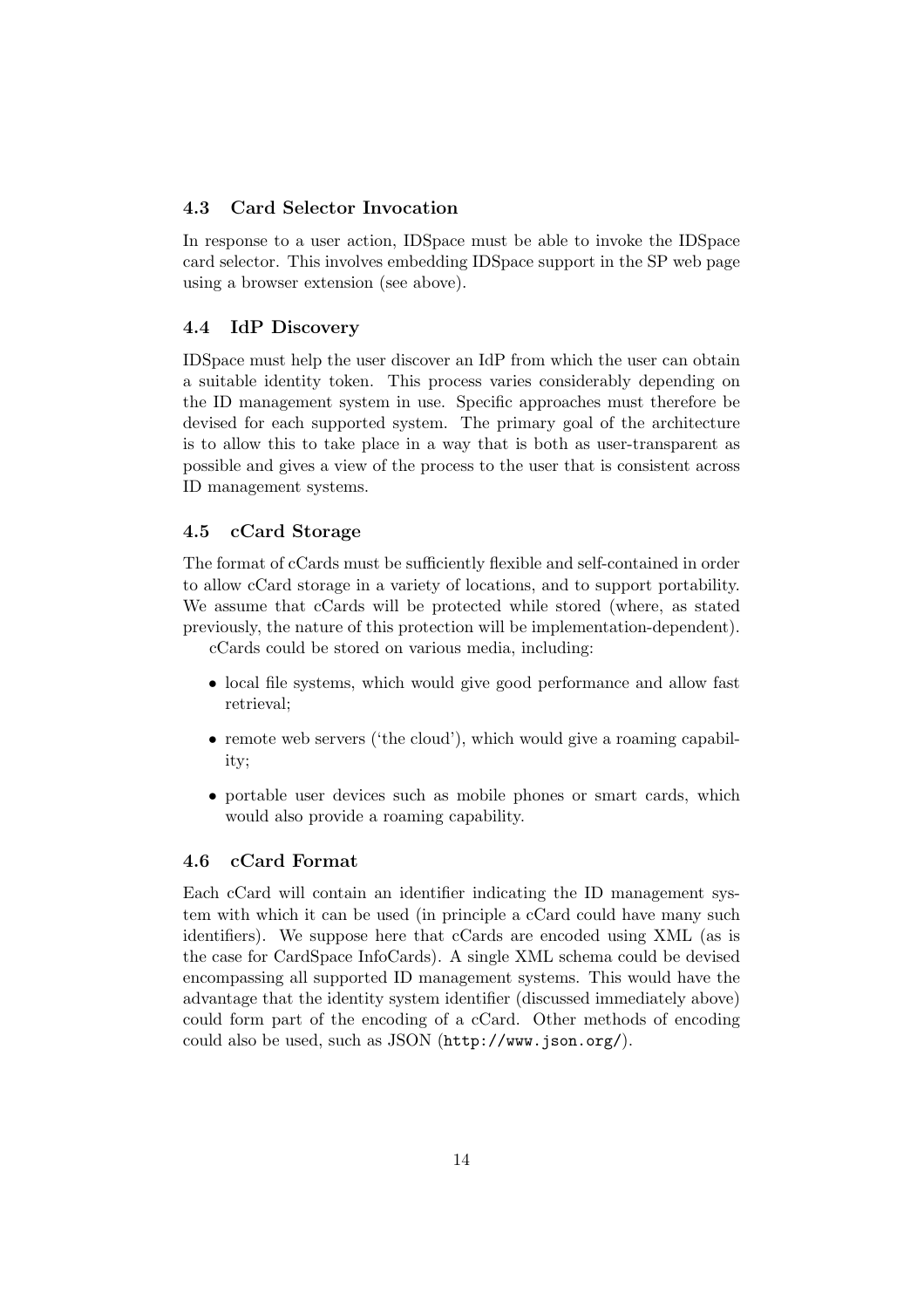### 4.3 Card Selector Invocation

In response to a user action, IDSpace must be able to invoke the IDSpace card selector. This involves embedding IDSpace support in the SP web page using a browser extension (see above).

### 4.4 IdP Discovery

IDSpace must help the user discover an IdP from which the user can obtain a suitable identity token. This process varies considerably depending on the ID management system in use. Specific approaches must therefore be devised for each supported system. The primary goal of the architecture is to allow this to take place in a way that is both as user-transparent as possible and gives a view of the process to the user that is consistent across ID management systems.

### 4.5 cCard Storage

The format of cCards must be sufficiently flexible and self-contained in order to allow cCard storage in a variety of locations, and to support portability. We assume that cCards will be protected while stored (where, as stated previously, the nature of this protection will be implementation-dependent).

cCards could be stored on various media, including:

- local file systems, which would give good performance and allow fast retrieval;
- remote web servers ('the cloud'), which would give a roaming capability;
- portable user devices such as mobile phones or smart cards, which would also provide a roaming capability.

### 4.6 cCard Format

Each cCard will contain an identifier indicating the ID management system with which it can be used (in principle a cCard could have many such identifiers). We suppose here that cCards are encoded using XML (as is the case for CardSpace InfoCards). A single XML schema could be devised encompassing all supported ID management systems. This would have the advantage that the identity system identifier (discussed immediately above) could form part of the encoding of a cCard. Other methods of encoding could also be used, such as JSON (`http://www.json.org/`).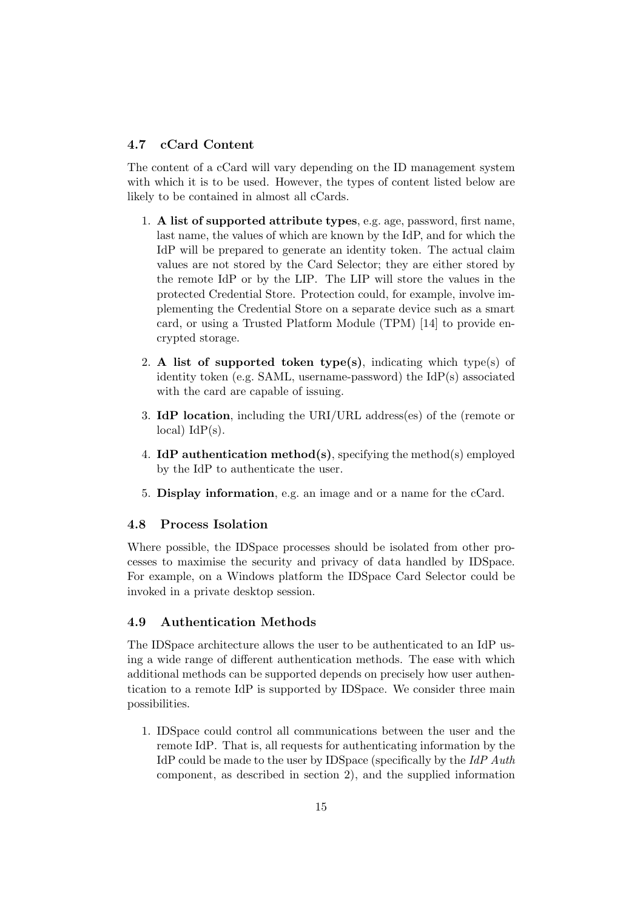### 4.7 cCard Content

The content of a cCard will vary depending on the ID management system with which it is to be used. However, the types of content listed below are likely to be contained in almost all cCards.

1. **A list of supported attribute types**, e.g. age, password, first name, last name, the values of which are known by the IdP, and for which the IdP will be prepared to generate an identity token. The actual claim values are not stored by the Card Selector; they are either stored by the remote IdP or by the LIP. The LIP will store the values in the protected Credential Store. Protection could, for example, involve implementing the Credential Store on a separate device such as a smart card, or using a Trusted Platform Module (TPM) [14] to provide encrypted storage.
2. **A list of supported token type(s)**, indicating which type(s) of identity token (e.g. SAML, username-password) the IdP(s) associated with the card are capable of issuing.
3. **IdP location**, including the URI/URL address(es) of the (remote or local) IdP(s).
4. **IdP authentication method(s)**, specifying the method(s) employed by the IdP to authenticate the user.
5. **Display information**, e.g. an image and or a name for the cCard.

### 4.8 Process Isolation

Where possible, the IDSpace processes should be isolated from other processes to maximise the security and privacy of data handled by IDSpace. For example, on a Windows platform the IDSpace Card Selector could be invoked in a private desktop session.

### 4.9 Authentication Methods

The IDSpace architecture allows the user to be authenticated to an IdP using a wide range of different authentication methods. The ease with which additional methods can be supported depends on precisely how user authentication to a remote IdP is supported by IDSpace. We consider three main possibilities.

1. IDSpace could control all communications between the user and the remote IdP. That is, all requests for authenticating information by the IdP could be made to the user by IDSpace (specifically by the *IdP Auth* component, as described in section 2), and the supplied information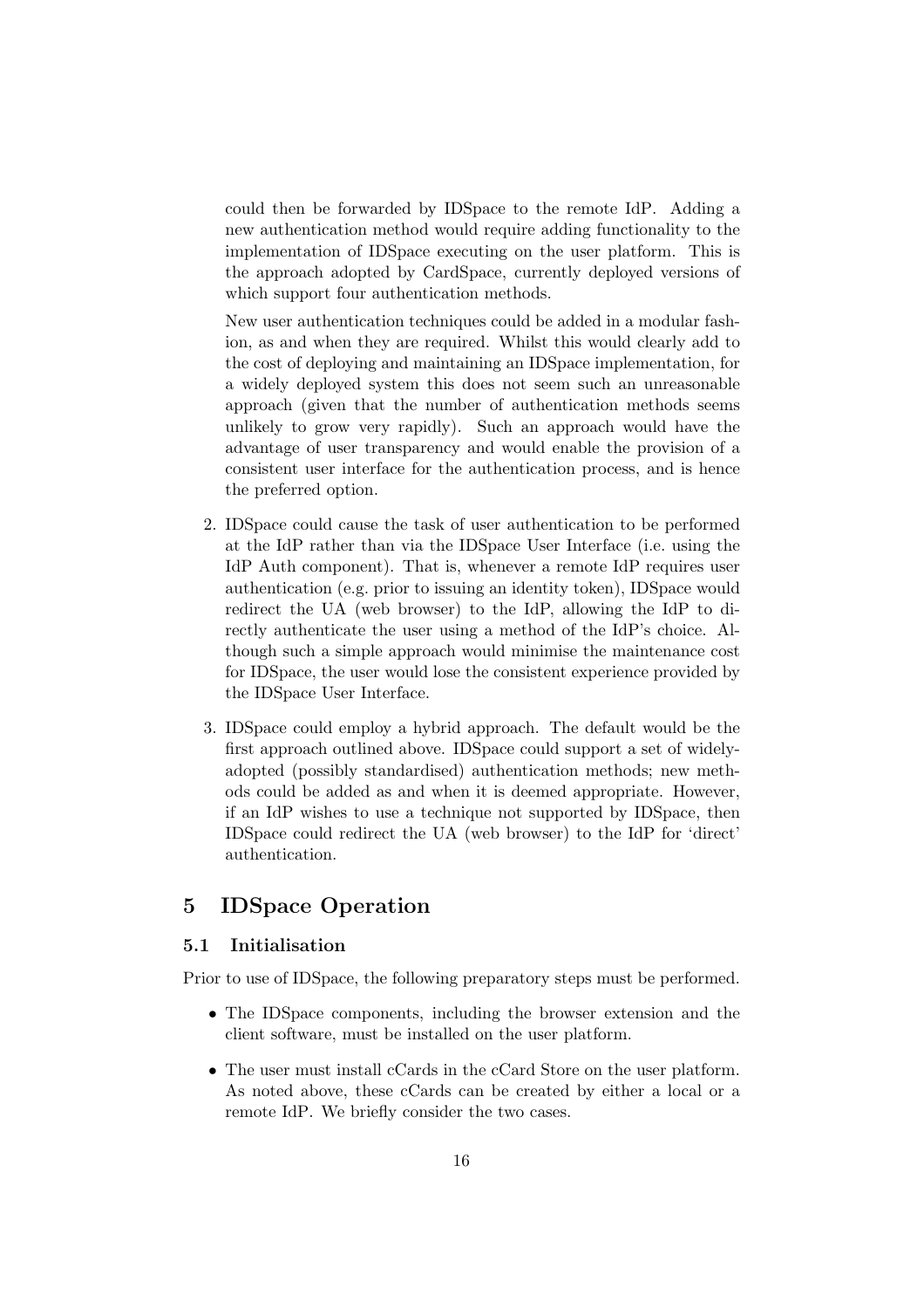could then be forwarded by IDSpace to the remote IdP. Adding a new authentication method would require adding functionality to the implementation of IDSpace executing on the user platform. This is the approach adopted by CardSpace, currently deployed versions of which support four authentication methods.

New user authentication techniques could be added in a modular fashion, as and when they are required. Whilst this would clearly add to the cost of deploying and maintaining an IDSpace implementation, for a widely deployed system this does not seem such an unreasonable approach (given that the number of authentication methods seems unlikely to grow very rapidly). Such an approach would have the advantage of user transparency and would enable the provision of a consistent user interface for the authentication process, and is hence the preferred option.

2. IDSpace could cause the task of user authentication to be performed at the IdP rather than via the IDSpace User Interface (i.e. using the IdP Auth component). That is, whenever a remote IdP requires user authentication (e.g. prior to issuing an identity token), IDSpace would redirect the UA (web browser) to the IdP, allowing the IdP to directly authenticate the user using a method of the IdP's choice. Although such a simple approach would minimise the maintenance cost for IDSpace, the user would lose the consistent experience provided by the IDSpace User Interface.

3. IDSpace could employ a hybrid approach. The default would be the first approach outlined above. IDSpace could support a set of widely-adopted (possibly standardised) authentication methods; new methods could be added as and when it is deemed appropriate. However, if an IdP wishes to use a technique not supported by IDSpace, then IDSpace could redirect the UA (web browser) to the IdP for 'direct' authentication.

## 5 IDSpace Operation

### 5.1 Initialisation

Prior to use of IDSpace, the following preparatory steps must be performed.

- The IDSpace components, including the browser extension and the client software, must be installed on the user platform.
- The user must install cCards in the cCard Store on the user platform. As noted above, these cCards can be created by either a local or a remote IdP. We briefly consider the two cases.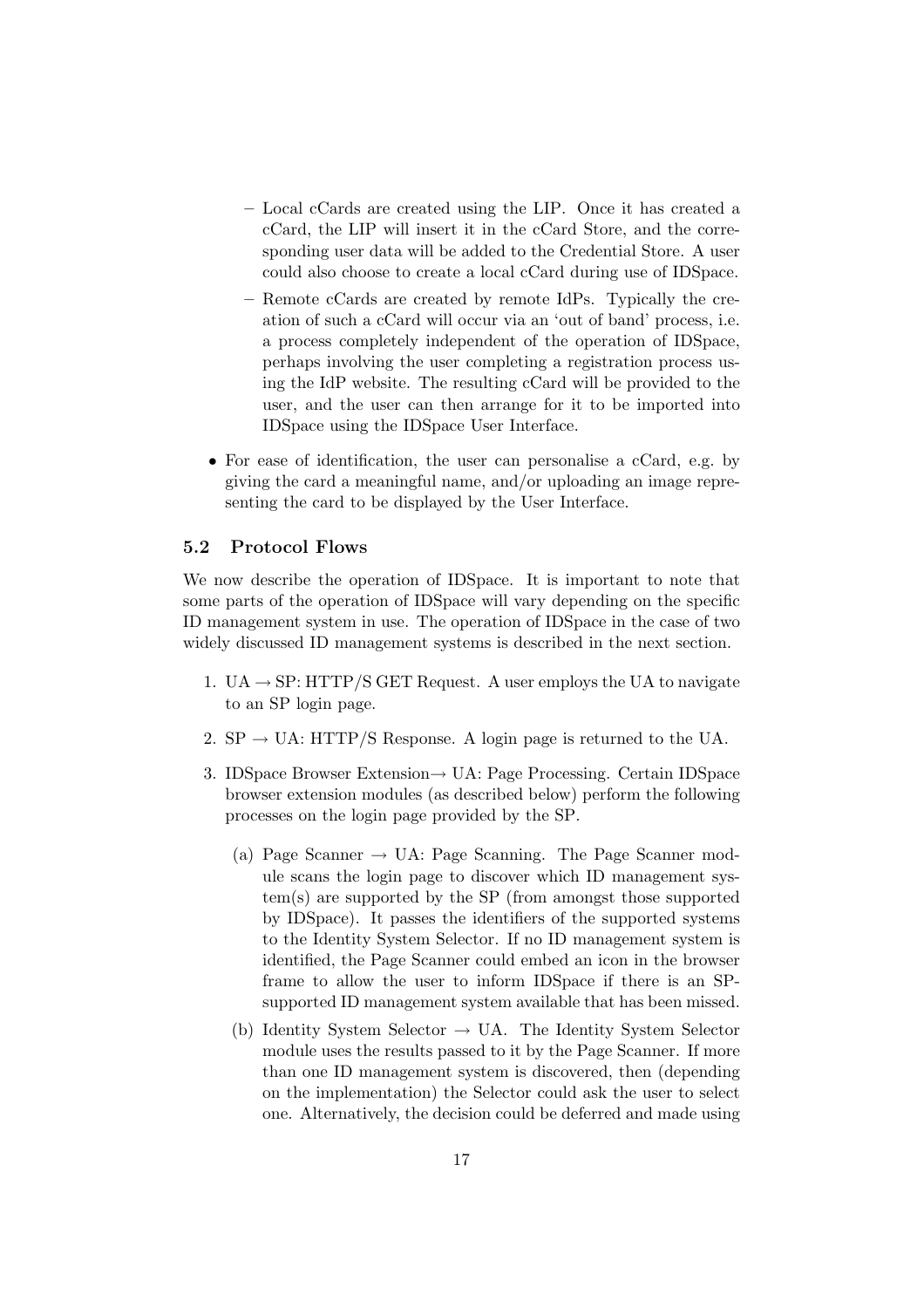- Local cCards are created using the LIP. Once it has created a cCard, the LIP will insert it in the cCard Store, and the corresponding user data will be added to the Credential Store. A user could also choose to create a local cCard during use of IDSpace.
  - Remote cCards are created by remote IdPs. Typically the creation of such a cCard will occur via an 'out of band' process, i.e. a process completely independent of the operation of IDSpace, perhaps involving the user completing a registration process using the IdP website. The resulting cCard will be provided to the user, and the user can then arrange for it to be imported into IDSpace using the IDSpace User Interface.

- For ease of identification, the user can personalise a cCard, e.g. by giving the card a meaningful name, and/or uploading an image representing the card to be displayed by the User Interface.

### 5.2 Protocol Flows

We now describe the operation of IDSpace. It is important to note that some parts of the operation of IDSpace will vary depending on the specific ID management system in use. The operation of IDSpace in the case of two widely discussed ID management systems is described in the next section.

1. UA → SP: HTTP/S GET Request. A user employs the UA to navigate to an SP login page.

2. SP → UA: HTTP/S Response. A login page is returned to the UA.

3. IDSpace Browser Extension→ UA: Page Processing. Certain IDSpace browser extension modules (as described below) perform the following processes on the login page provided by the SP.

   (a) Page Scanner → UA: Page Scanning. The Page Scanner module scans the login page to discover which ID management system(s) are supported by the SP (from amongst those supported by IDSpace). It passes the identifiers of the supported systems to the Identity System Selector. If no ID management system is identified, the Page Scanner could embed an icon in the browser frame to allow the user to inform IDSpace if there is an SP-supported ID management system available that has been missed.

   (b) Identity System Selector → UA. The Identity System Selector module uses the results passed to it by the Page Scanner. If more than one ID management system is discovered, then (depending on the implementation) the Selector could ask the user to select one. Alternatively, the decision could be deferred and made using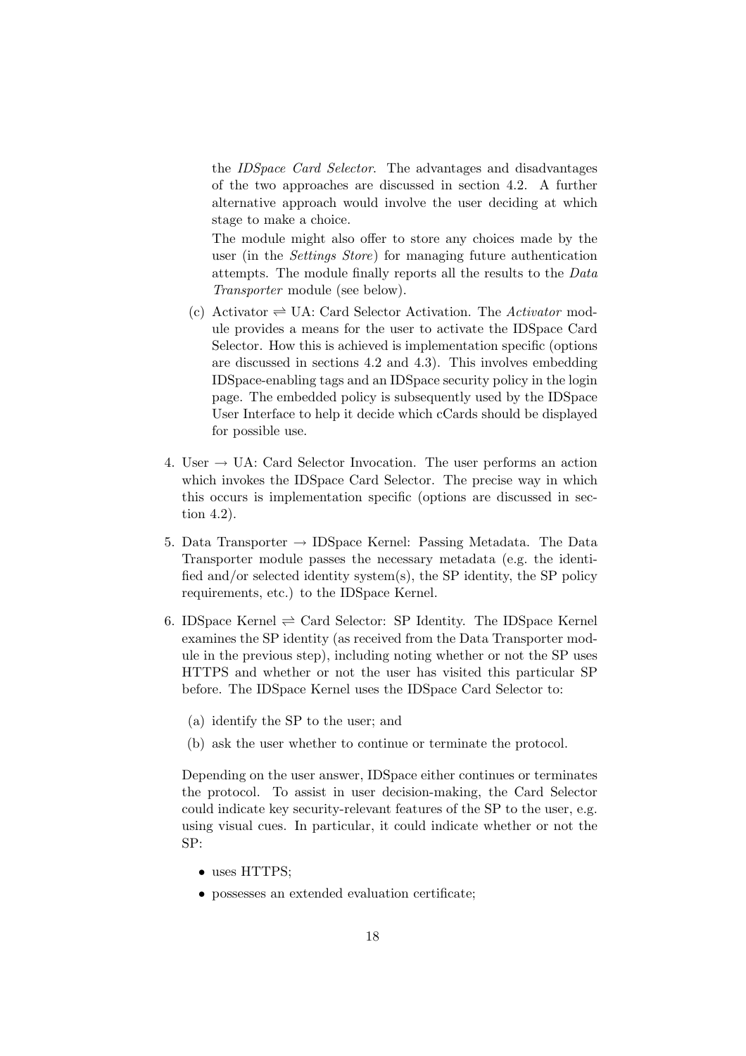the *IDSpace Card Selector*. The advantages and disadvantages of the two approaches are discussed in section 4.2. A further alternative approach would involve the user deciding at which stage to make a choice.

The module might also offer to store any choices made by the user (in the *Settings Store*) for managing future authentication attempts. The module finally reports all the results to the *Data Transporter* module (see below).

(c) Activator $\rightleftharpoons$ UA: Card Selector Activation. The *Activator* module provides a means for the user to activate the IDSpace Card Selector. How this is achieved is implementation specific (options are discussed in sections 4.2 and 4.3). This involves embedding IDSpace-enabling tags and an IDSpace security policy in the login page. The embedded policy is subsequently used by the IDSpace User Interface to help it decide which cCards should be displayed for possible use.

4. User $\rightarrow$ UA: Card Selector Invocation. The user performs an action which invokes the IDSpace Card Selector. The precise way in which this occurs is implementation specific (options are discussed in section 4.2).

5. Data Transporter $\rightarrow$ IDSpace Kernel: Passing Metadata. The Data Transporter module passes the necessary metadata (e.g. the identified and/or selected identity system(s), the SP identity, the SP policy requirements, etc.) to the IDSpace Kernel.

6. IDSpace Kernel $\rightleftharpoons$ Card Selector: SP Identity. The IDSpace Kernel examines the SP identity (as received from the Data Transporter module in the previous step), including noting whether or not the SP uses HTTPS and whether or not the user has visited this particular SP before. The IDSpace Kernel uses the IDSpace Card Selector to:

   (a) identify the SP to the user; and

   (b) ask the user whether to continue or terminate the protocol.

   Depending on the user answer, IDSpace either continues or terminates the protocol. To assist in user decision-making, the Card Selector could indicate key security-relevant features of the SP to the user, e.g. using visual cues. In particular, it could indicate whether or not the SP:

   - uses HTTPS;
   - possesses an extended evaluation certificate;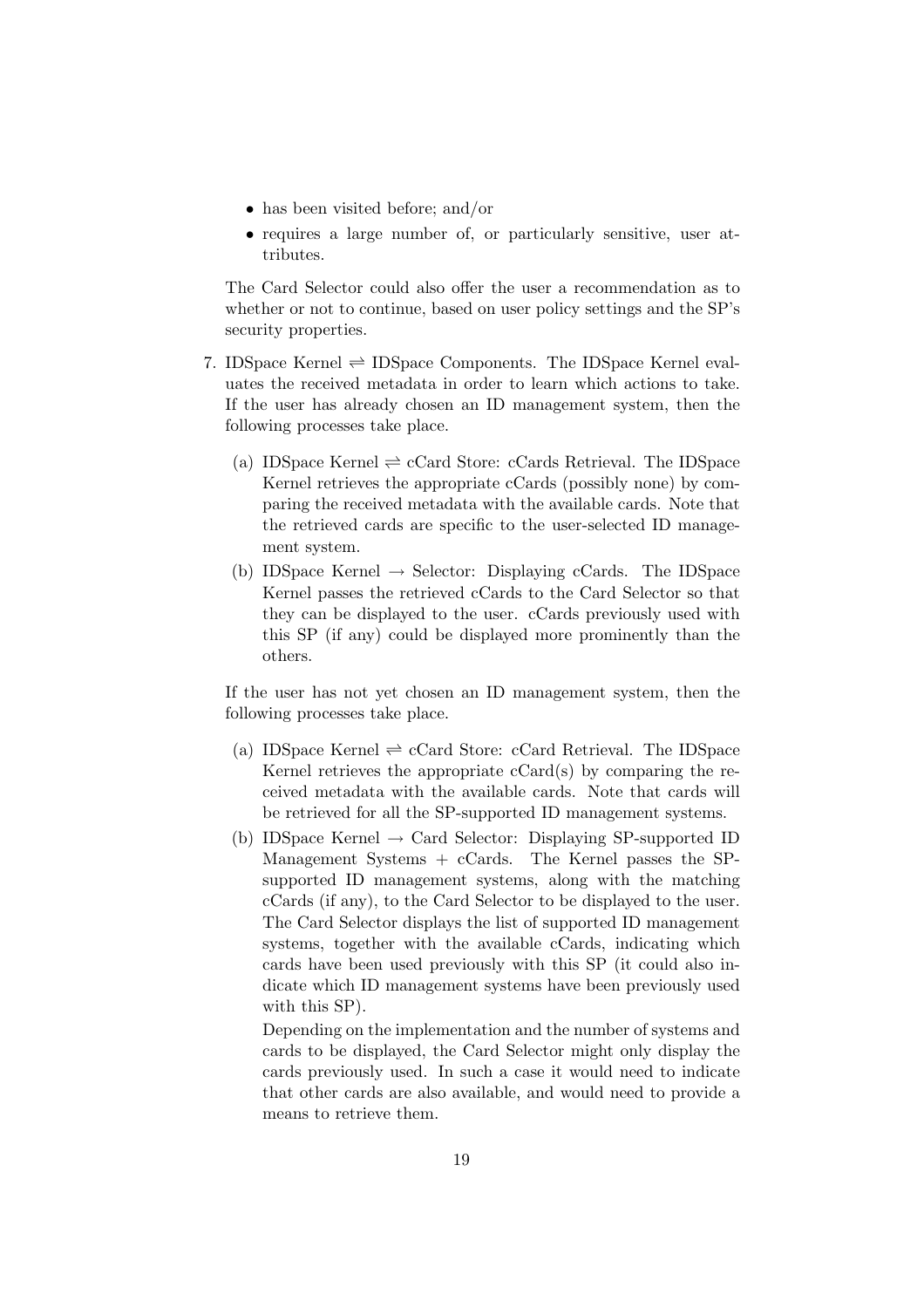- has been visited before; and/or
- requires a large number of, or particularly sensitive, user attributes.

The Card Selector could also offer the user a recommendation as to whether or not to continue, based on user policy settings and the SP's security properties.

7. IDSpace Kernel $\rightleftharpoons$ IDSpace Components. The IDSpace Kernel evaluates the received metadata in order to learn which actions to take. If the user has already chosen an ID management system, then the following processes take place.

   (a) IDSpace Kernel $\rightleftharpoons$ cCard Store: cCards Retrieval. The IDSpace Kernel retrieves the appropriate cCards (possibly none) by comparing the received metadata with the available cards. Note that the retrieved cards are specific to the user-selected ID management system.

   (b) IDSpace Kernel $\rightarrow$ Selector: Displaying cCards. The IDSpace Kernel passes the retrieved cCards to the Card Selector so that they can be displayed to the user. cCards previously used with this SP (if any) could be displayed more prominently than the others.

   If the user has not yet chosen an ID management system, then the following processes take place.

   (a) IDSpace Kernel $\rightleftharpoons$ cCard Store: cCard Retrieval. The IDSpace Kernel retrieves the appropriate cCard(s) by comparing the received metadata with the available cards. Note that cards will be retrieved for all the SP-supported ID management systems.

   (b) IDSpace Kernel $\rightarrow$ Card Selector: Displaying SP-supported ID Management Systems + cCards. The Kernel passes the SP-supported ID management systems, along with the matching cCards (if any), to the Card Selector to be displayed to the user. The Card Selector displays the list of supported ID management systems, together with the available cCards, indicating which cards have been used previously with this SP (it could also indicate which ID management systems have been previously used with this SP).

      Depending on the implementation and the number of systems and cards to be displayed, the Card Selector might only display the cards previously used. In such a case it would need to indicate that other cards are also available, and would need to provide a means to retrieve them.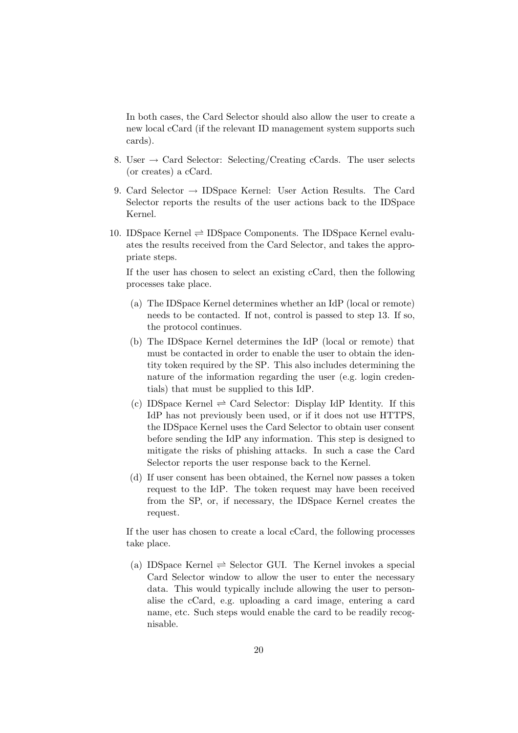In both cases, the Card Selector should also allow the user to create a new local cCard (if the relevant ID management system supports such cards).

8. User → Card Selector: Selecting/Creating cCards. The user selects (or creates) a cCard.

9. Card Selector → IDSpace Kernel: User Action Results. The Card Selector reports the results of the user actions back to the IDSpace Kernel.

10. IDSpace Kernel ⇌ IDSpace Components. The IDSpace Kernel evaluates the results received from the Card Selector, and takes the appropriate steps.

    If the user has chosen to select an existing cCard, then the following processes take place.

    (a) The IDSpace Kernel determines whether an IdP (local or remote) needs to be contacted. If not, control is passed to step 13. If so, the protocol continues.

    (b) The IDSpace Kernel determines the IdP (local or remote) that must be contacted in order to enable the user to obtain the identity token required by the SP. This also includes determining the nature of the information regarding the user (e.g. login credentials) that must be supplied to this IdP.

    (c) IDSpace Kernel ⇌ Card Selector: Display IdP Identity. If this IdP has not previously been used, or if it does not use HTTPS, the IDSpace Kernel uses the Card Selector to obtain user consent before sending the IdP any information. This step is designed to mitigate the risks of phishing attacks. In such a case the Card Selector reports the user response back to the Kernel.

    (d) If user consent has been obtained, the Kernel now passes a token request to the IdP. The token request may have been received from the SP, or, if necessary, the IDSpace Kernel creates the request.

    If the user has chosen to create a local cCard, the following processes take place.

    (a) IDSpace Kernel ⇌ Selector GUI. The Kernel invokes a special Card Selector window to allow the user to enter the necessary data. This would typically include allowing the user to personalise the cCard, e.g. uploading a card image, entering a card name, etc. Such steps would enable the card to be readily recognisable.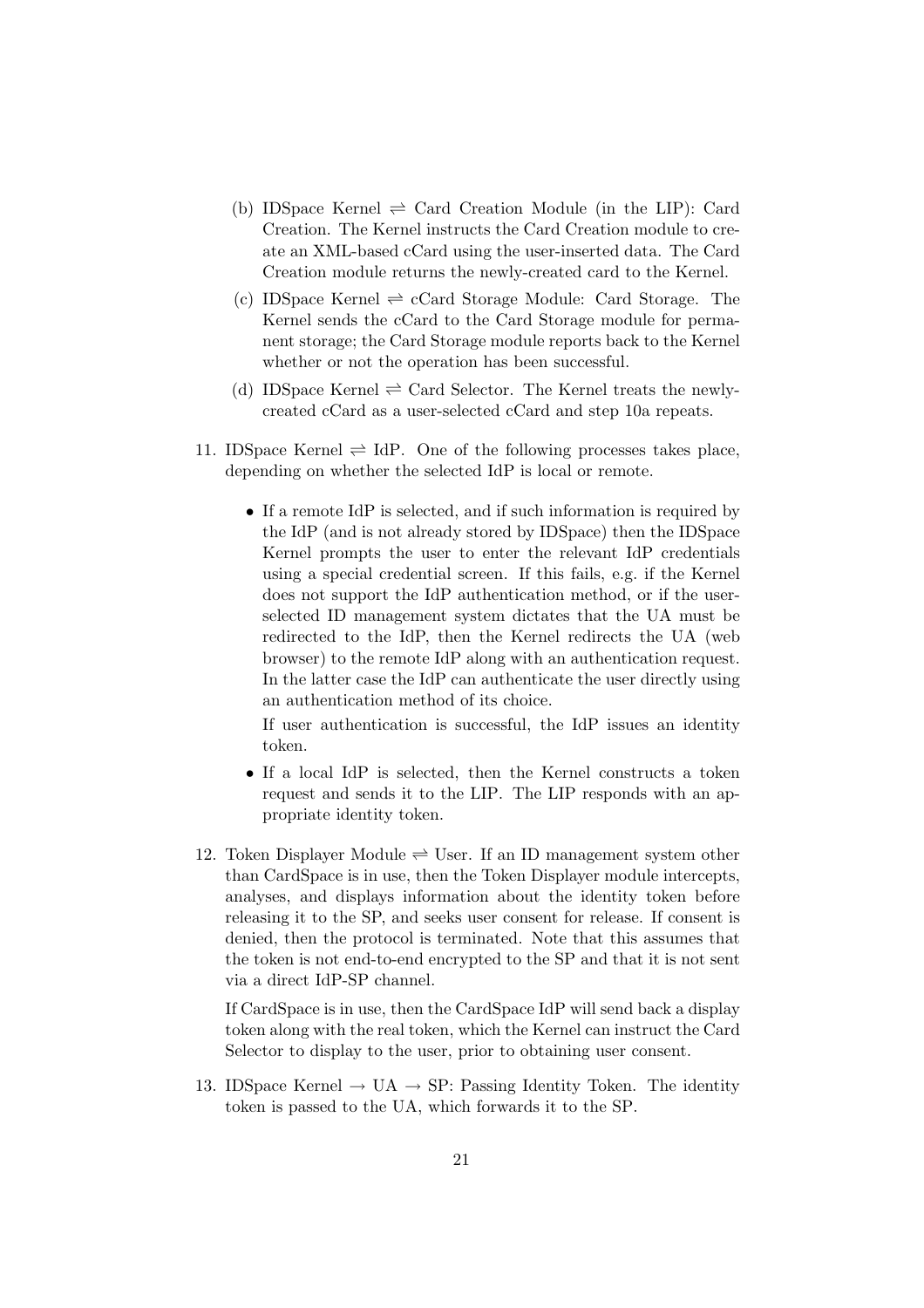(b) IDSpace Kernel $\rightleftharpoons$ Card Creation Module (in the LIP): Card Creation. The Kernel instructs the Card Creation module to create an XML-based cCard using the user-inserted data. The Card Creation module returns the newly-created card to the Kernel.

   (c) IDSpace Kernel $\rightleftharpoons$ cCard Storage Module: Card Storage. The Kernel sends the cCard to the Card Storage module for permanent storage; the Card Storage module reports back to the Kernel whether or not the operation has been successful.

   (d) IDSpace Kernel $\rightleftharpoons$ Card Selector. The Kernel treats the newly-created cCard as a user-selected cCard and step 10a repeats.

11. IDSpace Kernel $\rightleftharpoons$ IdP. One of the following processes takes place, depending on whether the selected IdP is local or remote.

    - If a remote IdP is selected, and if such information is required by the IdP (and is not already stored by IDSpace) then the IDSpace Kernel prompts the user to enter the relevant IdP credentials using a special credential screen. If this fails, e.g. if the Kernel does not support the IdP authentication method, or if the user-selected ID management system dictates that the UA must be redirected to the IdP, then the Kernel redirects the UA (web browser) to the remote IdP along with an authentication request. In the latter case the IdP can authenticate the user directly using an authentication method of its choice.

      If user authentication is successful, the IdP issues an identity token.

    - If a local IdP is selected, then the Kernel constructs a token request and sends it to the LIP. The LIP responds with an appropriate identity token.

12. Token Displayer Module $\rightleftharpoons$ User. If an ID management system other than CardSpace is in use, then the Token Displayer module intercepts, analyses, and displays information about the identity token before releasing it to the SP, and seeks user consent for release. If consent is denied, then the protocol is terminated. Note that this assumes that the token is not end-to-end encrypted to the SP and that it is not sent via a direct IdP-SP channel.

    If CardSpace is in use, then the CardSpace IdP will send back a display token along with the real token, which the Kernel can instruct the Card Selector to display to the user, prior to obtaining user consent.

13. IDSpace Kernel $\rightarrow$ UA $\rightarrow$ SP: Passing Identity Token. The identity token is passed to the UA, which forwards it to the SP.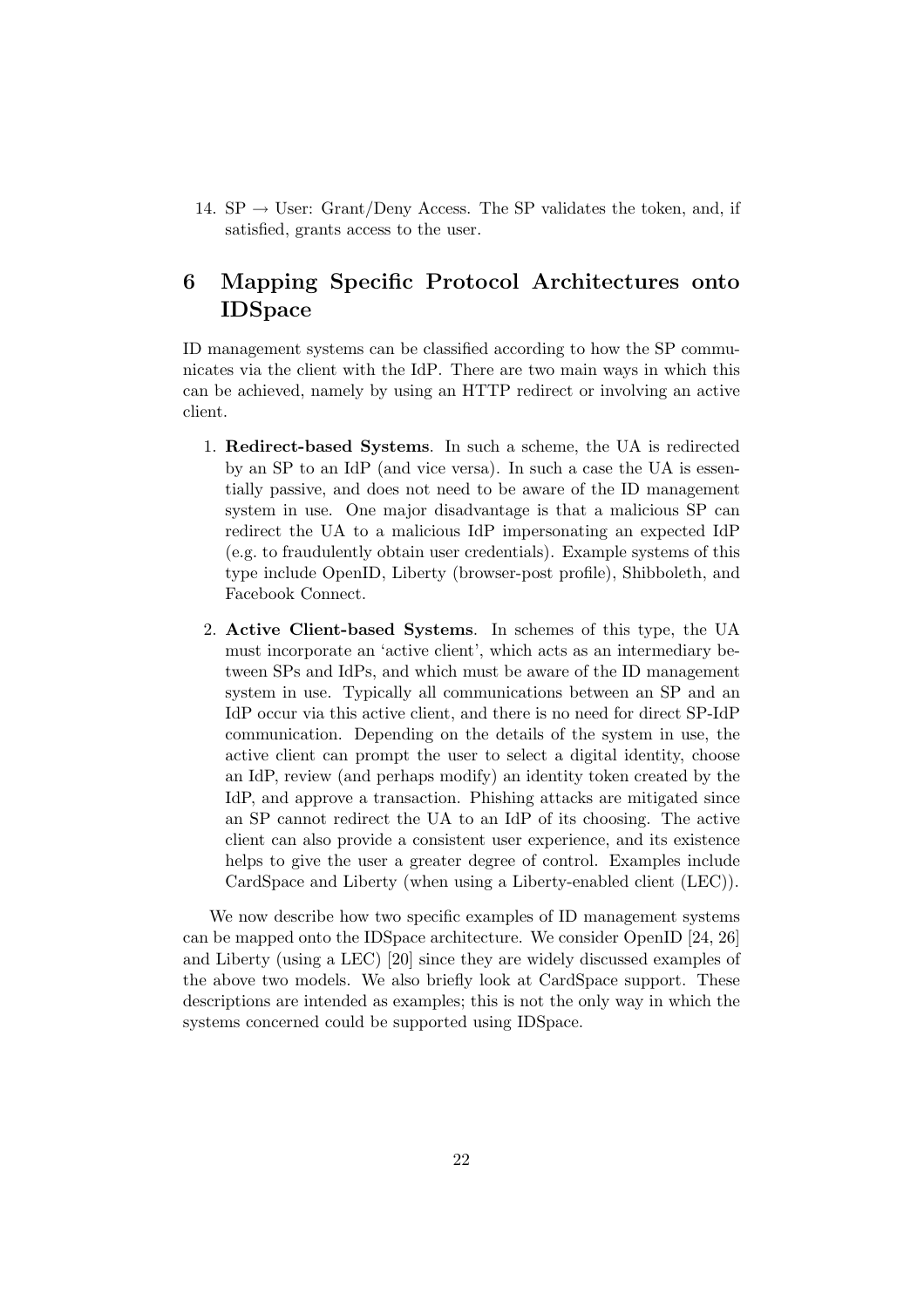14. SP → User: Grant/Deny Access. The SP validates the token, and, if satisfied, grants access to the user.

## 6 Mapping Specific Protocol Architectures onto IDSpace

ID management systems can be classified according to how the SP communicates via the client with the IdP. There are two main ways in which this can be achieved, namely by using an HTTP redirect or involving an active client.

1. **Redirect-based Systems**. In such a scheme, the UA is redirected by an SP to an IdP (and vice versa). In such a case the UA is essentially passive, and does not need to be aware of the ID management system in use. One major disadvantage is that a malicious SP can redirect the UA to a malicious IdP impersonating an expected IdP (e.g. to fraudulently obtain user credentials). Example systems of this type include OpenID, Liberty (browser-post profile), Shibboleth, and Facebook Connect.

2. **Active Client-based Systems**. In schemes of this type, the UA must incorporate an 'active client', which acts as an intermediary between SPs and IdPs, and which must be aware of the ID management system in use. Typically all communications between an SP and an IdP occur via this active client, and there is no need for direct SP-IdP communication. Depending on the details of the system in use, the active client can prompt the user to select a digital identity, choose an IdP, review (and perhaps modify) an identity token created by the IdP, and approve a transaction. Phishing attacks are mitigated since an SP cannot redirect the UA to an IdP of its choosing. The active client can also provide a consistent user experience, and its existence helps to give the user a greater degree of control. Examples include CardSpace and Liberty (when using a Liberty-enabled client (LEC)).

We now describe how two specific examples of ID management systems can be mapped onto the IDSpace architecture. We consider OpenID [24, 26] and Liberty (using a LEC) [20] since they are widely discussed examples of the above two models. We also briefly look at CardSpace support. These descriptions are intended as examples; this is not the only way in which the systems concerned could be supported using IDSpace.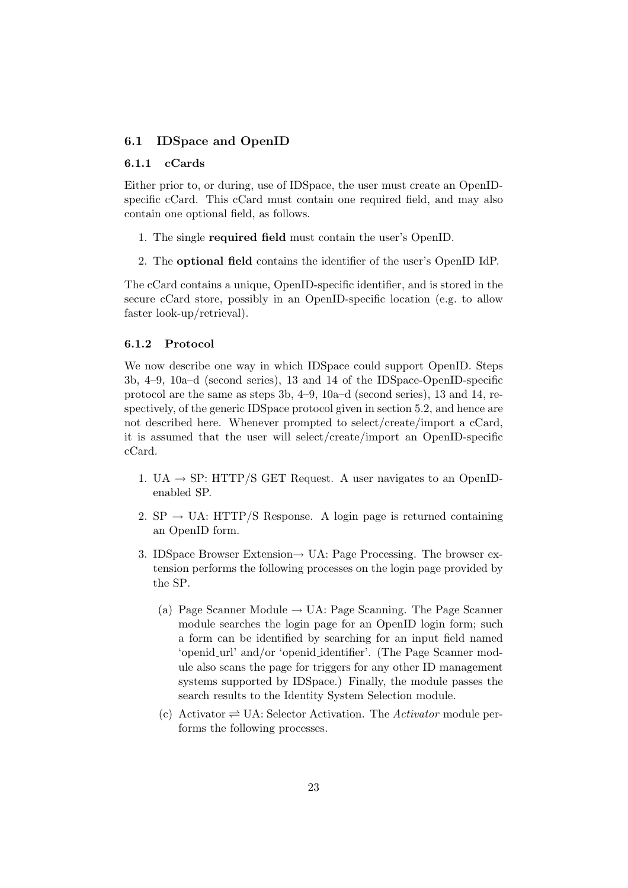### 6.1 IDSpace and OpenID

#### 6.1.1 cCards

Either prior to, or during, use of IDSpace, the user must create an OpenID-specific cCard. This cCard must contain one required field, and may also contain one optional field, as follows.

1. The single **required field** must contain the user's OpenID.
2. The **optional field** contains the identifier of the user's OpenID IdP.

The cCard contains a unique, OpenID-specific identifier, and is stored in the secure cCard store, possibly in an OpenID-specific location (e.g. to allow faster look-up/retrieval).

#### 6.1.2 Protocol

We now describe one way in which IDSpace could support OpenID. Steps 3b, 4–9, 10a–d (second series), 13 and 14 of the IDSpace-OpenID-specific protocol are the same as steps 3b, 4–9, 10a–d (second series), 13 and 14, respectively, of the generic IDSpace protocol given in section 5.2, and hence are not described here. Whenever prompted to select/create/import a cCard, it is assumed that the user will select/create/import an OpenID-specific cCard.

1. UA → SP: HTTP/S GET Request. A user navigates to an OpenID-enabled SP.
2. SP → UA: HTTP/S Response. A login page is returned containing an OpenID form.
3. IDSpace Browser Extension→ UA: Page Processing. The browser extension performs the following processes on the login page provided by the SP.
   (a) Page Scanner Module → UA: Page Scanning. The Page Scanner module searches the login page for an OpenID login form; such a form can be identified by searching for an input field named 'openid_url' and/or 'openid_identifier'. (The Page Scanner module also scans the page for triggers for any other ID management systems supported by IDSpace.) Finally, the module passes the search results to the Identity System Selection module.
   (c) Activator ⇌ UA: Selector Activation. The *Activator* module performs the following processes.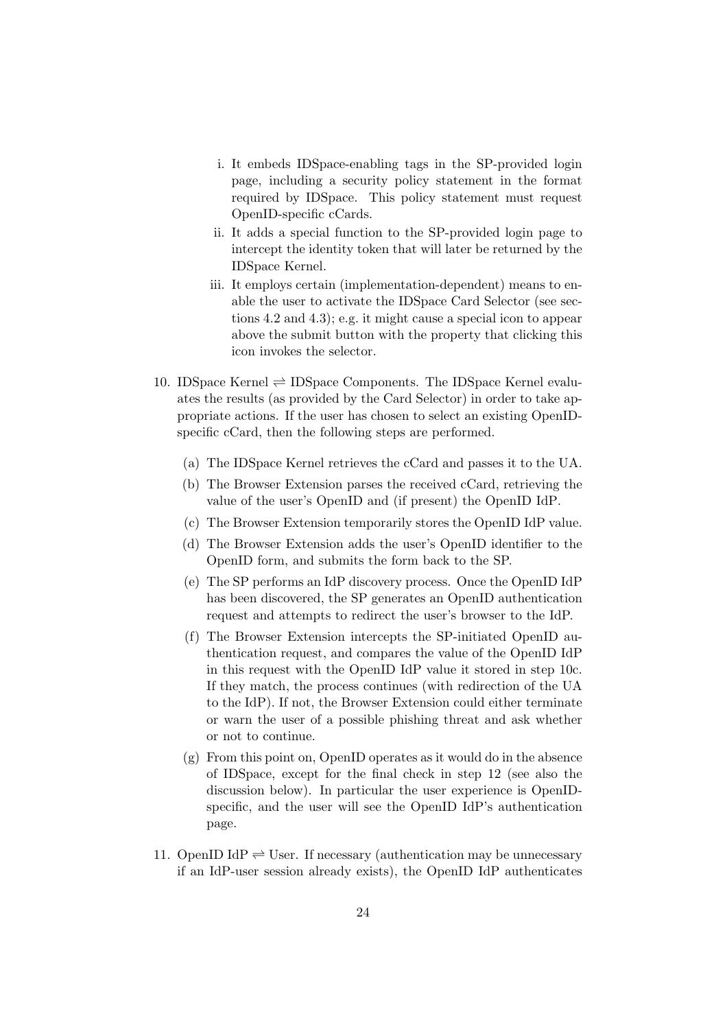i. It embeds IDSpace-enabling tags in the SP-provided login page, including a security policy statement in the format required by IDSpace. This policy statement must request OpenID-specific cCards.

   ii. It adds a special function to the SP-provided login page to intercept the identity token that will later be returned by the IDSpace Kernel.

   iii. It employs certain (implementation-dependent) means to enable the user to activate the IDSpace Card Selector (see sections 4.2 and 4.3); e.g. it might cause a special icon to appear above the submit button with the property that clicking this icon invokes the selector.

10. IDSpace Kernel $\rightleftharpoons$ IDSpace Components. The IDSpace Kernel evaluates the results (as provided by the Card Selector) in order to take appropriate actions. If the user has chosen to select an existing OpenID-specific cCard, then the following steps are performed.

    (a) The IDSpace Kernel retrieves the cCard and passes it to the UA.

    (b) The Browser Extension parses the received cCard, retrieving the value of the user's OpenID and (if present) the OpenID IdP.

    (c) The Browser Extension temporarily stores the OpenID IdP value.

    (d) The Browser Extension adds the user's OpenID identifier to the OpenID form, and submits the form back to the SP.

    (e) The SP performs an IdP discovery process. Once the OpenID IdP has been discovered, the SP generates an OpenID authentication request and attempts to redirect the user's browser to the IdP.

    (f) The Browser Extension intercepts the SP-initiated OpenID authentication request, and compares the value of the OpenID IdP in this request with the OpenID IdP value it stored in step 10c. If they match, the process continues (with redirection of the UA to the IdP). If not, the Browser Extension could either terminate or warn the user of a possible phishing threat and ask whether or not to continue.

    (g) From this point on, OpenID operates as it would do in the absence of IDSpace, except for the final check in step 12 (see also the discussion below). In particular the user experience is OpenID-specific, and the user will see the OpenID IdP's authentication page.

11. OpenID IdP $\rightleftharpoons$ User. If necessary (authentication may be unnecessary if an IdP-user session already exists), the OpenID IdP authenticates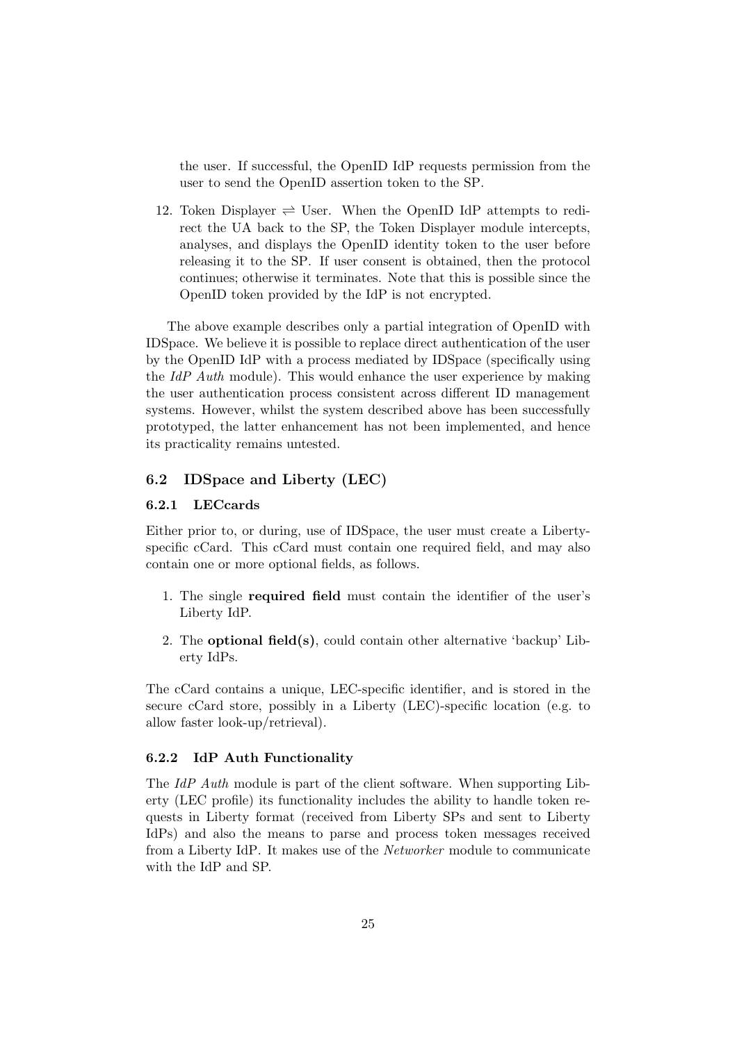the user. If successful, the OpenID IdP requests permission from the user to send the OpenID assertion token to the SP.

12. Token Displayer $\rightleftharpoons$ User. When the OpenID IdP attempts to redirect the UA back to the SP, the Token Displayer module intercepts, analyses, and displays the OpenID identity token to the user before releasing it to the SP. If user consent is obtained, then the protocol continues; otherwise it terminates. Note that this is possible since the OpenID token provided by the IdP is not encrypted.

The above example describes only a partial integration of OpenID with IDSpace. We believe it is possible to replace direct authentication of the user by the OpenID IdP with a process mediated by IDSpace (specifically using the *IdP Auth* module). This would enhance the user experience by making the user authentication process consistent across different ID management systems. However, whilst the system described above has been successfully prototyped, the latter enhancement has not been implemented, and hence its practicality remains untested.

## 6.2 IDSpace and Liberty (LEC)

### 6.2.1 LECcards

Either prior to, or during, use of IDSpace, the user must create a Liberty-specific cCard. This cCard must contain one required field, and may also contain one or more optional fields, as follows.

1. The single **required field** must contain the identifier of the user's Liberty IdP.
2. The **optional field(s)**, could contain other alternative 'backup' Liberty IdPs.

The cCard contains a unique, LEC-specific identifier, and is stored in the secure cCard store, possibly in a Liberty (LEC)-specific location (e.g. to allow faster look-up/retrieval).

### 6.2.2 IdP Auth Functionality

The *IdP Auth* module is part of the client software. When supporting Liberty (LEC profile) its functionality includes the ability to handle token requests in Liberty format (received from Liberty SPs and sent to Liberty IdPs) and also the means to parse and process token messages received from a Liberty IdP. It makes use of the *Networker* module to communicate with the IdP and SP.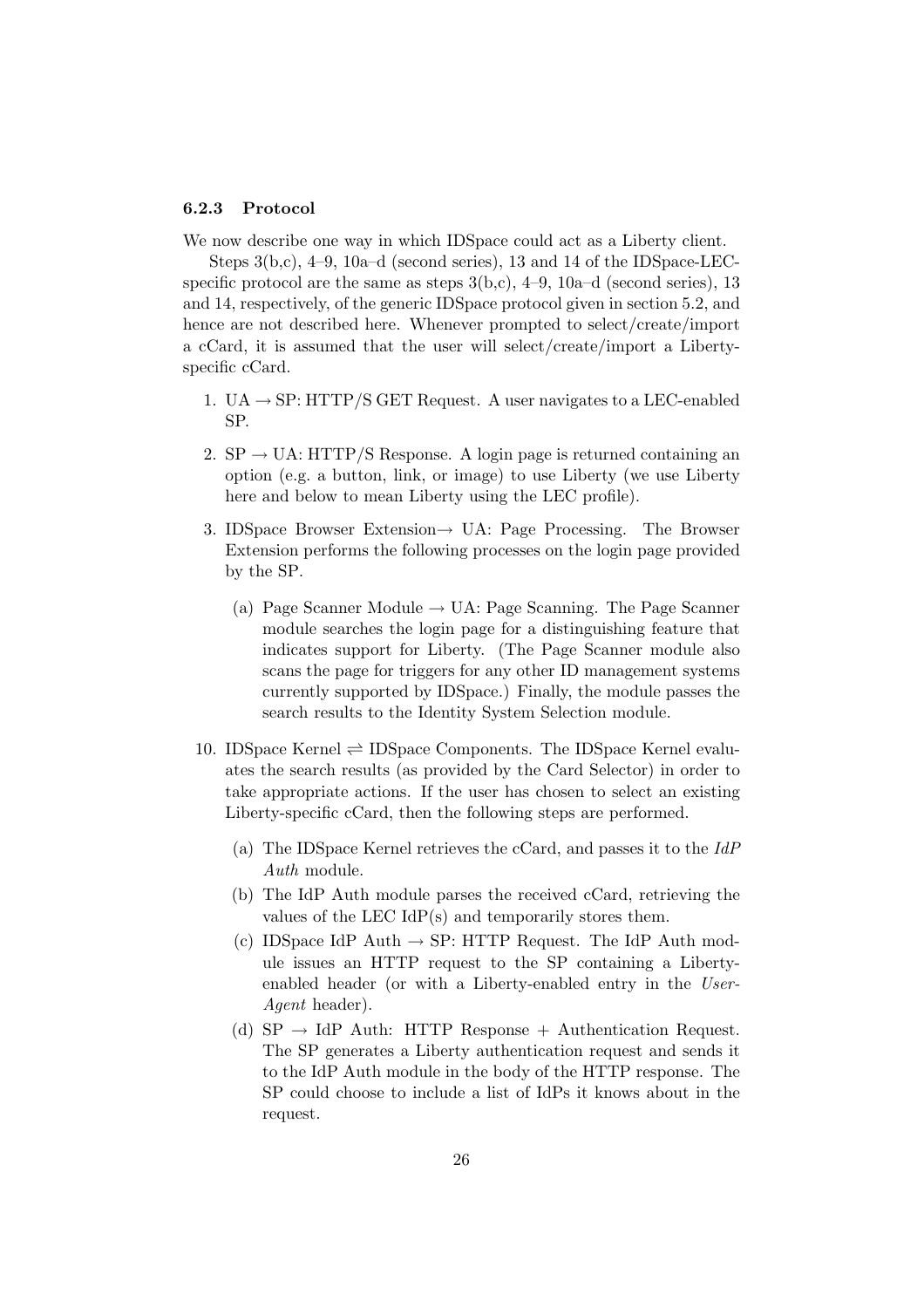### 6.2.3 Protocol

We now describe one way in which IDSpace could act as a Liberty client.

Steps 3(b,c), 4–9, 10a–d (second series), 13 and 14 of the IDSpace-LEC-specific protocol are the same as steps 3(b,c), 4–9, 10a–d (second series), 13 and 14, respectively, of the generic IDSpace protocol given in section 5.2, and hence are not described here. Whenever prompted to select/create/import a cCard, it is assumed that the user will select/create/import a Liberty-specific cCard.

1. UA → SP: HTTP/S GET Request. A user navigates to a LEC-enabled SP.
2. SP → UA: HTTP/S Response. A login page is returned containing an option (e.g. a button, link, or image) to use Liberty (we use Liberty here and below to mean Liberty using the LEC profile).
3. IDSpace Browser Extension→ UA: Page Processing. The Browser Extension performs the following processes on the login page provided by the SP.
   (a) Page Scanner Module → UA: Page Scanning. The Page Scanner module searches the login page for a distinguishing feature that indicates support for Liberty. (The Page Scanner module also scans the page for triggers for any other ID management systems currently supported by IDSpace.) Finally, the module passes the search results to the Identity System Selection module.

10. IDSpace Kernel ⇌ IDSpace Components. The IDSpace Kernel evaluates the search results (as provided by the Card Selector) in order to take appropriate actions. If the user has chosen to select an existing Liberty-specific cCard, then the following steps are performed.
    (a) The IDSpace Kernel retrieves the cCard, and passes it to the *IdP Auth* module.
    (b) The IdP Auth module parses the received cCard, retrieving the values of the LEC IdP(s) and temporarily stores them.
    (c) IDSpace IdP Auth → SP: HTTP Request. The IdP Auth module issues an HTTP request to the SP containing a Liberty-enabled header (or with a Liberty-enabled entry in the *User-Agent* header).
    (d) SP → IdP Auth: HTTP Response + Authentication Request. The SP generates a Liberty authentication request and sends it to the IdP Auth module in the body of the HTTP response. The SP could choose to include a list of IdPs it knows about in the request.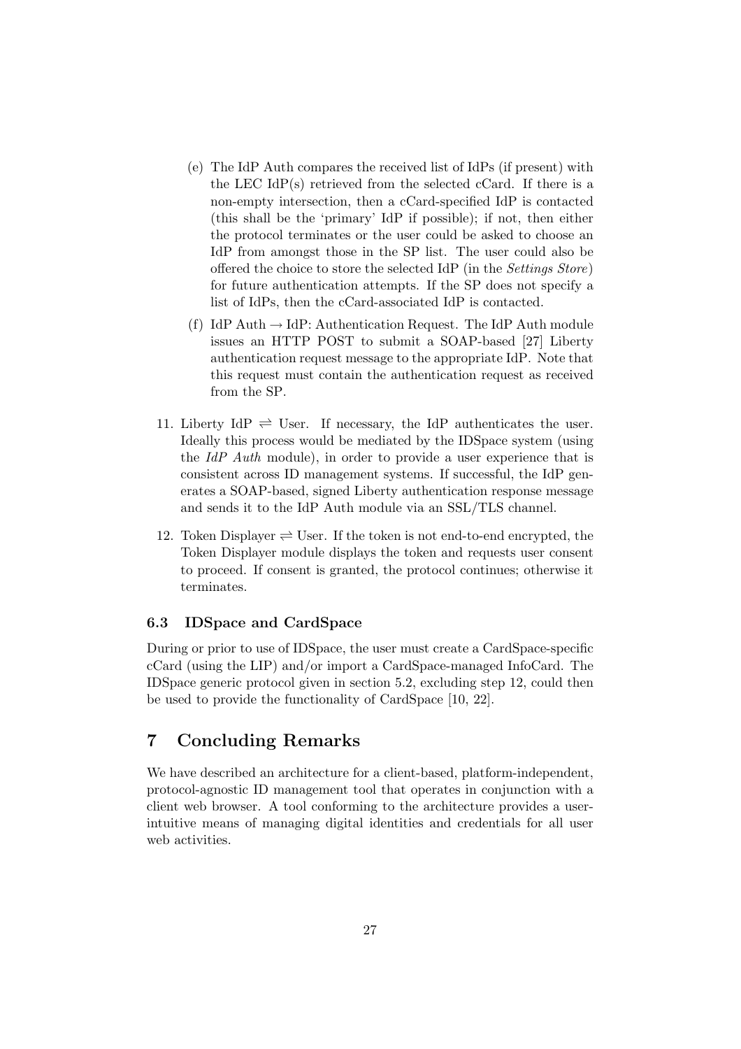(e) The IdP Auth compares the received list of IdPs (if present) with the LEC IdP(s) retrieved from the selected cCard. If there is a non-empty intersection, then a cCard-specified IdP is contacted (this shall be the 'primary' IdP if possible); if not, then either the protocol terminates or the user could be asked to choose an IdP from amongst those in the SP list. The user could also be offered the choice to store the selected IdP (in the *Settings Store*) for future authentication attempts. If the SP does not specify a list of IdPs, then the cCard-associated IdP is contacted.

(f) IdP Auth $\rightarrow$ IdP: Authentication Request. The IdP Auth module issues an HTTP POST to submit a SOAP-based [27] Liberty authentication request message to the appropriate IdP. Note that this request must contain the authentication request as received from the SP.

11. Liberty IdP $\rightleftharpoons$ User. If necessary, the IdP authenticates the user. Ideally this process would be mediated by the IDSpace system (using the *IdP Auth* module), in order to provide a user experience that is consistent across ID management systems. If successful, the IdP generates a SOAP-based, signed Liberty authentication response message and sends it to the IdP Auth module via an SSL/TLS channel.

12. Token Displayer $\rightleftharpoons$ User. If the token is not end-to-end encrypted, the Token Displayer module displays the token and requests user consent to proceed. If consent is granted, the protocol continues; otherwise it terminates.

### 6.3 IDSpace and CardSpace

During or prior to use of IDSpace, the user must create a CardSpace-specific cCard (using the LIP) and/or import a CardSpace-managed InfoCard. The IDSpace generic protocol given in section 5.2, excluding step 12, could then be used to provide the functionality of CardSpace [10, 22].

## 7 Concluding Remarks

We have described an architecture for a client-based, platform-independent, protocol-agnostic ID management tool that operates in conjunction with a client web browser. A tool conforming to the architecture provides a user-intuitive means of managing digital identities and credentials for all user web activities.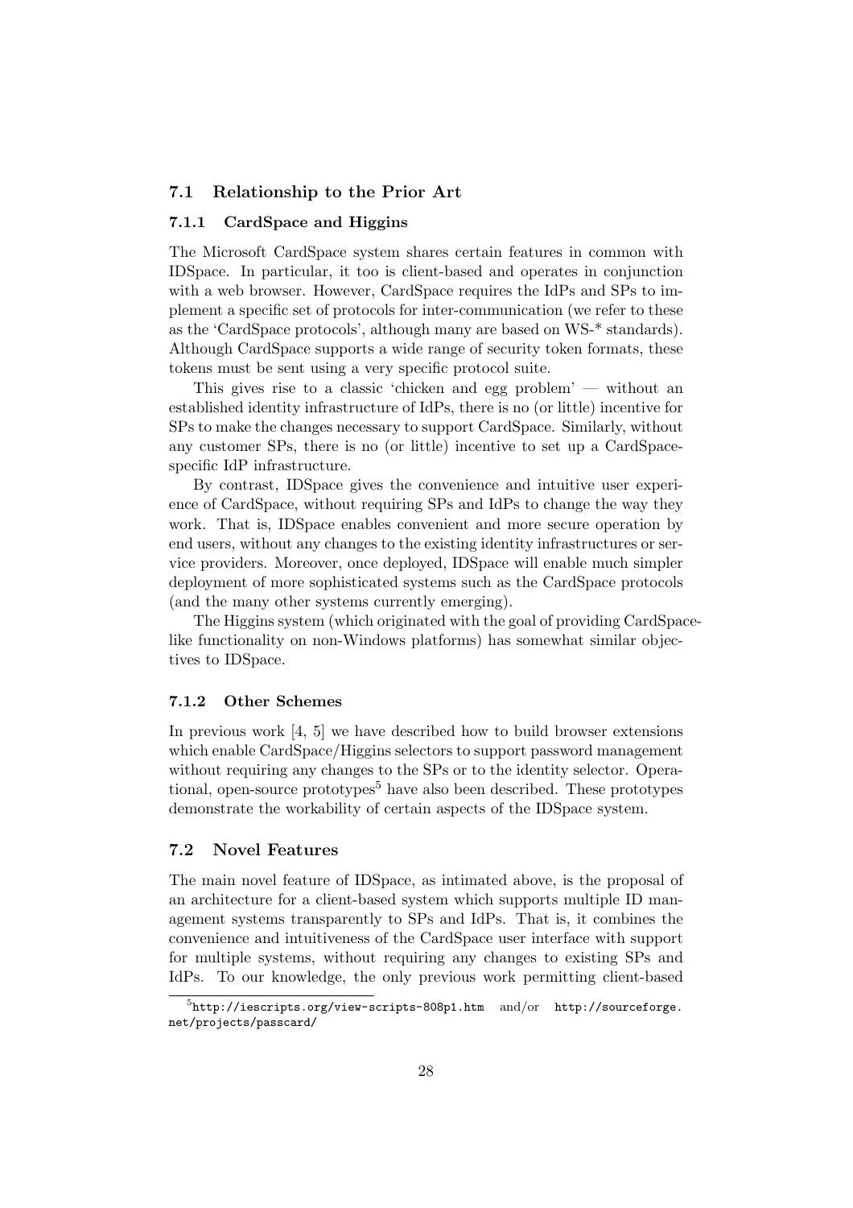## 7.1 Relationship to the Prior Art

### 7.1.1 CardSpace and Higgins

The Microsoft CardSpace system shares certain features in common with IDSpace. In particular, it too is client-based and operates in conjunction with a web browser. However, CardSpace requires the IdPs and SPs to implement a specific set of protocols for inter-communication (we refer to these as the 'CardSpace protocols', although many are based on WS-* standards). Although CardSpace supports a wide range of security token formats, these tokens must be sent using a very specific protocol suite.

This gives rise to a classic 'chicken and egg problem' — without an established identity infrastructure of IdPs, there is no (or little) incentive for SPs to make the changes necessary to support CardSpace. Similarly, without any customer SPs, there is no (or little) incentive to set up a CardSpace-specific IdP infrastructure.

By contrast, IDSpace gives the convenience and intuitive user experience of CardSpace, without requiring SPs and IdPs to change the way they work. That is, IDSpace enables convenient and more secure operation by end users, without any changes to the existing identity infrastructures or service providers. Moreover, once deployed, IDSpace will enable much simpler deployment of more sophisticated systems such as the CardSpace protocols (and the many other systems currently emerging).

The Higgins system (which originated with the goal of providing CardSpace-like functionality on non-Windows platforms) has somewhat similar objectives to IDSpace.

### 7.1.2 Other Schemes

In previous work [4, 5] we have described how to build browser extensions which enable CardSpace/Higgins selectors to support password management without requiring any changes to the SPs or to the identity selector. Operational, open-source prototypes[5] have also been described. These prototypes demonstrate the workability of certain aspects of the IDSpace system.

## 7.2 Novel Features

The main novel feature of IDSpace, as intimated above, is the proposal of an architecture for a client-based system which supports multiple ID management systems transparently to SPs and IdPs. That is, it combines the convenience and intuitiveness of the CardSpace user interface with support for multiple systems, without requiring any changes to existing SPs and IdPs. To our knowledge, the only previous work permitting client-based

---

[5] http://iescripts.org/view-scripts-808p1.htm and/or http://sourceforge.net/projects/passcard/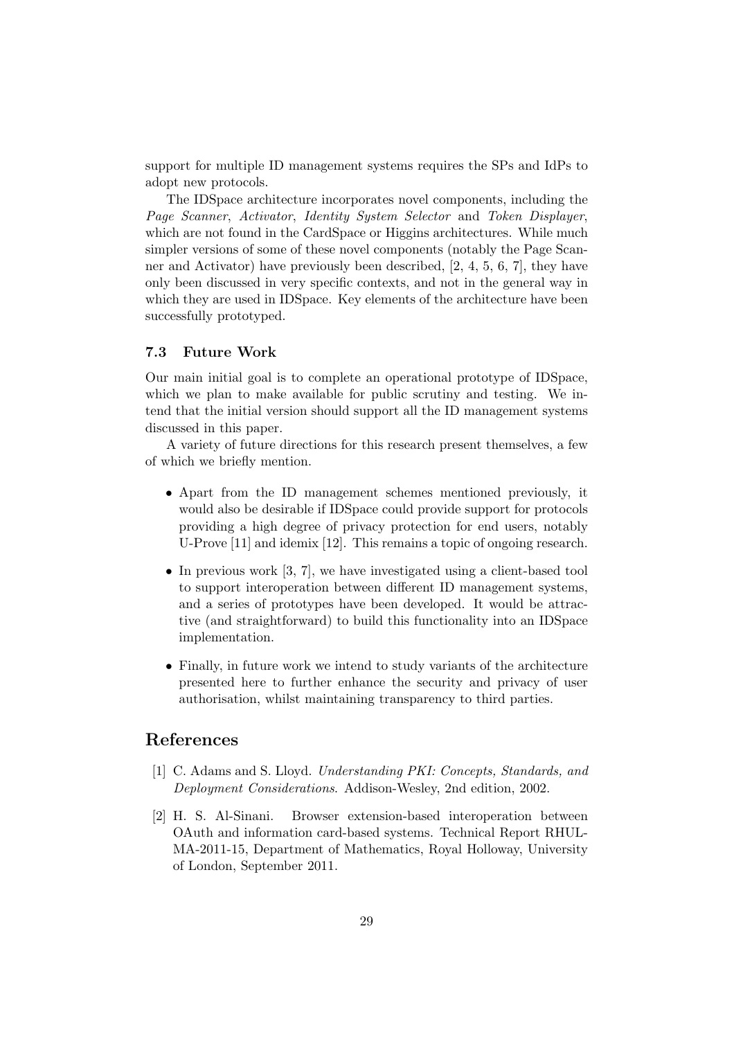support for multiple ID management systems requires the SPs and IdPs to adopt new protocols.

The IDSpace architecture incorporates novel components, including the *Page Scanner*, *Activator*, *Identity System Selector* and *Token Displayer*, which are not found in the CardSpace or Higgins architectures. While much simpler versions of some of these novel components (notably the Page Scanner and Activator) have previously been described, [2, 4, 5, 6, 7], they have only been discussed in very specific contexts, and not in the general way in which they are used in IDSpace. Key elements of the architecture have been successfully prototyped.

### 7.3 Future Work

Our main initial goal is to complete an operational prototype of IDSpace, which we plan to make available for public scrutiny and testing. We intend that the initial version should support all the ID management systems discussed in this paper.

A variety of future directions for this research present themselves, a few of which we briefly mention.

- Apart from the ID management schemes mentioned previously, it would also be desirable if IDSpace could provide support for protocols providing a high degree of privacy protection for end users, notably U-Prove [11] and idemix [12]. This remains a topic of ongoing research.
- In previous work [3, 7], we have investigated using a client-based tool to support interoperation between different ID management systems, and a series of prototypes have been developed. It would be attractive (and straightforward) to build this functionality into an IDSpace implementation.
- Finally, in future work we intend to study variants of the architecture presented here to further enhance the security and privacy of user authorisation, whilst maintaining transparency to third parties.

## References

[1] C. Adams and S. Lloyd. *Understanding PKI: Concepts, Standards, and Deployment Considerations*. Addison-Wesley, 2nd edition, 2002.

[2] H. S. Al-Sinani. Browser extension-based interoperation between OAuth and information card-based systems. Technical Report RHUL-MA-2011-15, Department of Mathematics, Royal Holloway, University of London, September 2011.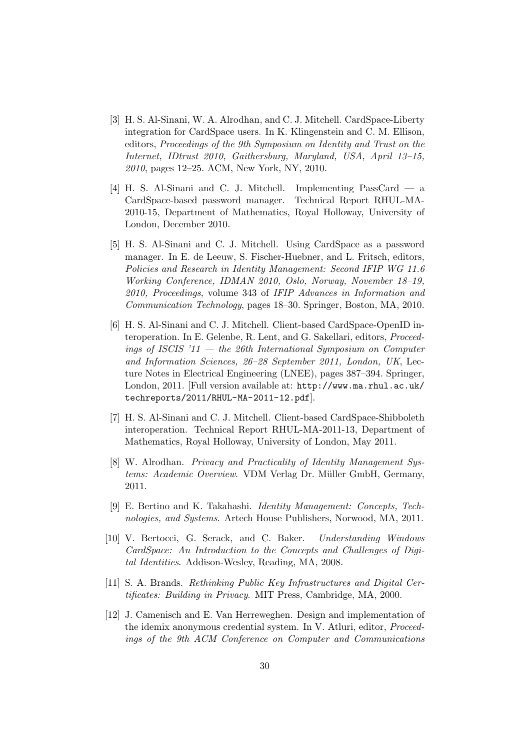[3] H. S. Al-Sinani, W. A. Alrodhan, and C. J. Mitchell. CardSpace-Liberty integration for CardSpace users. In K. Klingenstein and C. M. Ellison, editors, *Proceedings of the 9th Symposium on Identity and Trust on the Internet, IDtrust 2010, Gaithersburg, Maryland, USA, April 13–15, 2010*, pages 12–25. ACM, New York, NY, 2010.

[4] H. S. Al-Sinani and C. J. Mitchell. Implementing PassCard — a CardSpace-based password manager. Technical Report RHUL-MA-2010-15, Department of Mathematics, Royal Holloway, University of London, December 2010.

[5] H. S. Al-Sinani and C. J. Mitchell. Using CardSpace as a password manager. In E. de Leeuw, S. Fischer-Huebner, and L. Fritsch, editors, *Policies and Research in Identity Management: Second IFIP WG 11.6 Working Conference, IDMAN 2010, Oslo, Norway, November 18–19, 2010, Proceedings*, volume 343 of *IFIP Advances in Information and Communication Technology*, pages 18–30. Springer, Boston, MA, 2010.

[6] H. S. Al-Sinani and C. J. Mitchell. Client-based CardSpace-OpenID interoperation. In E. Gelenbe, R. Lent, and G. Sakellari, editors, *Proceedings of ISCIS '11 — the 26th International Symposium on Computer and Information Sciences, 26–28 September 2011, London, UK*, Lecture Notes in Electrical Engineering (LNEE), pages 387–394. Springer, London, 2011. [Full version available at: `http://www.ma.rhul.ac.uk/techreports/2011/RHUL-MA-2011-12.pdf`].

[7] H. S. Al-Sinani and C. J. Mitchell. Client-based CardSpace-Shibboleth interoperation. Technical Report RHUL-MA-2011-13, Department of Mathematics, Royal Holloway, University of London, May 2011.

[8] W. Alrodhan. *Privacy and Practicality of Identity Management Systems: Academic Overview*. VDM Verlag Dr. Müller GmbH, Germany, 2011.

[9] E. Bertino and K. Takahashi. *Identity Management: Concepts, Technologies, and Systems*. Artech House Publishers, Norwood, MA, 2011.

[10] V. Bertocci, G. Serack, and C. Baker. *Understanding Windows CardSpace: An Introduction to the Concepts and Challenges of Digital Identities*. Addison-Wesley, Reading, MA, 2008.

[11] S. A. Brands. *Rethinking Public Key Infrastructures and Digital Certificates: Building in Privacy*. MIT Press, Cambridge, MA, 2000.

[12] J. Camenisch and E. Van Herreweghen. Design and implementation of the idemix anonymous credential system. In V. Atluri, editor, *Proceedings of the 9th ACM Conference on Computer and Communications*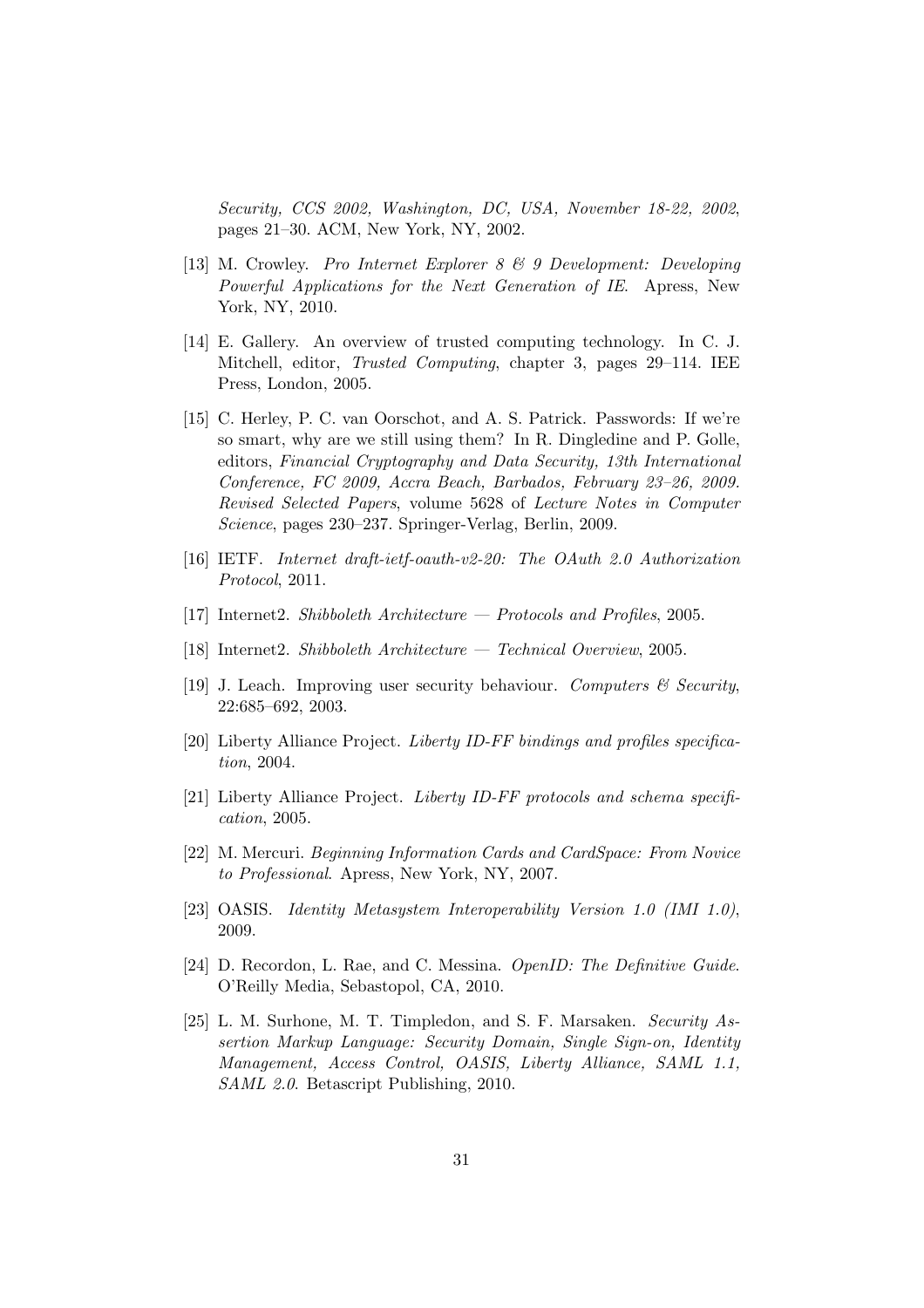*Security, CCS 2002, Washington, DC, USA, November 18-22, 2002*, pages 21–30. ACM, New York, NY, 2002.

[13] M. Crowley. *Pro Internet Explorer 8 & 9 Development: Developing Powerful Applications for the Next Generation of IE*. Apress, New York, NY, 2010.

[14] E. Gallery. An overview of trusted computing technology. In C. J. Mitchell, editor, *Trusted Computing*, chapter 3, pages 29–114. IEE Press, London, 2005.

[15] C. Herley, P. C. van Oorschot, and A. S. Patrick. Passwords: If we're so smart, why are we still using them? In R. Dingledine and P. Golle, editors, *Financial Cryptography and Data Security, 13th International Conference, FC 2009, Accra Beach, Barbados, February 23–26, 2009. Revised Selected Papers*, volume 5628 of *Lecture Notes in Computer Science*, pages 230–237. Springer-Verlag, Berlin, 2009.

[16] IETF. *Internet draft-ietf-oauth-v2-20: The OAuth 2.0 Authorization Protocol*, 2011.

[17] Internet2. *Shibboleth Architecture — Protocols and Profiles*, 2005.

[18] Internet2. *Shibboleth Architecture — Technical Overview*, 2005.

[19] J. Leach. Improving user security behaviour. *Computers & Security*, 22:685–692, 2003.

[20] Liberty Alliance Project. *Liberty ID-FF bindings and profiles specification*, 2004.

[21] Liberty Alliance Project. *Liberty ID-FF protocols and schema specification*, 2005.

[22] M. Mercuri. *Beginning Information Cards and CardSpace: From Novice to Professional*. Apress, New York, NY, 2007.

[23] OASIS. *Identity Metasystem Interoperability Version 1.0 (IMI 1.0)*, 2009.

[24] D. Recordon, L. Rae, and C. Messina. *OpenID: The Definitive Guide*. O'Reilly Media, Sebastopol, CA, 2010.

[25] L. M. Surhone, M. T. Timpledon, and S. F. Marsaken. *Security Assertion Markup Language: Security Domain, Single Sign-on, Identity Management, Access Control, OASIS, Liberty Alliance, SAML 1.1, SAML 2.0*. Betascript Publishing, 2010.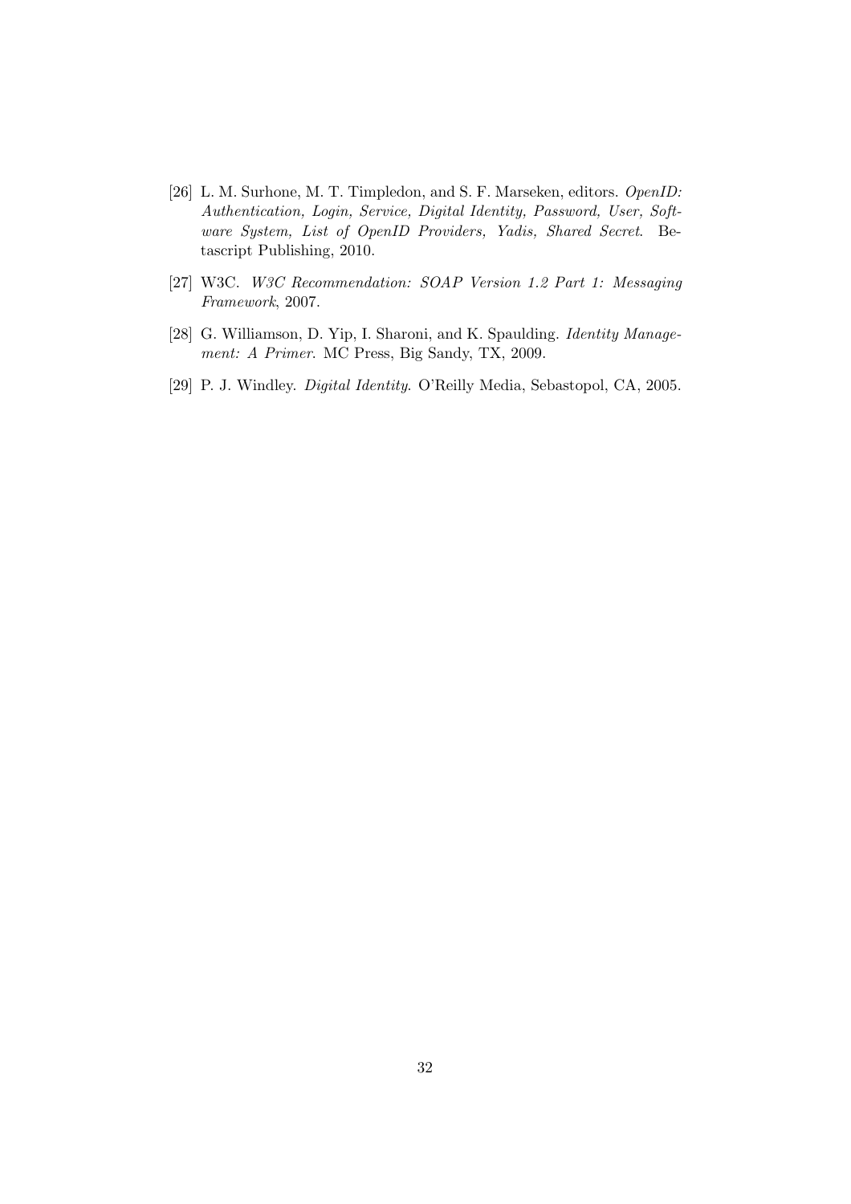[26] L. M. Surhone, M. T. Timpledon, and S. F. Marseken, editors. *OpenID: Authentication, Login, Service, Digital Identity, Password, User, Software System, List of OpenID Providers, Yadis, Shared Secret*. Betascript Publishing, 2010.

[27] W3C. *W3C Recommendation: SOAP Version 1.2 Part 1: Messaging Framework*, 2007.

[28] G. Williamson, D. Yip, I. Sharoni, and K. Spaulding. *Identity Management: A Primer*. MC Press, Big Sandy, TX, 2009.

[29] P. J. Windley. *Digital Identity*. O'Reilly Media, Sebastopol, CA, 2005.